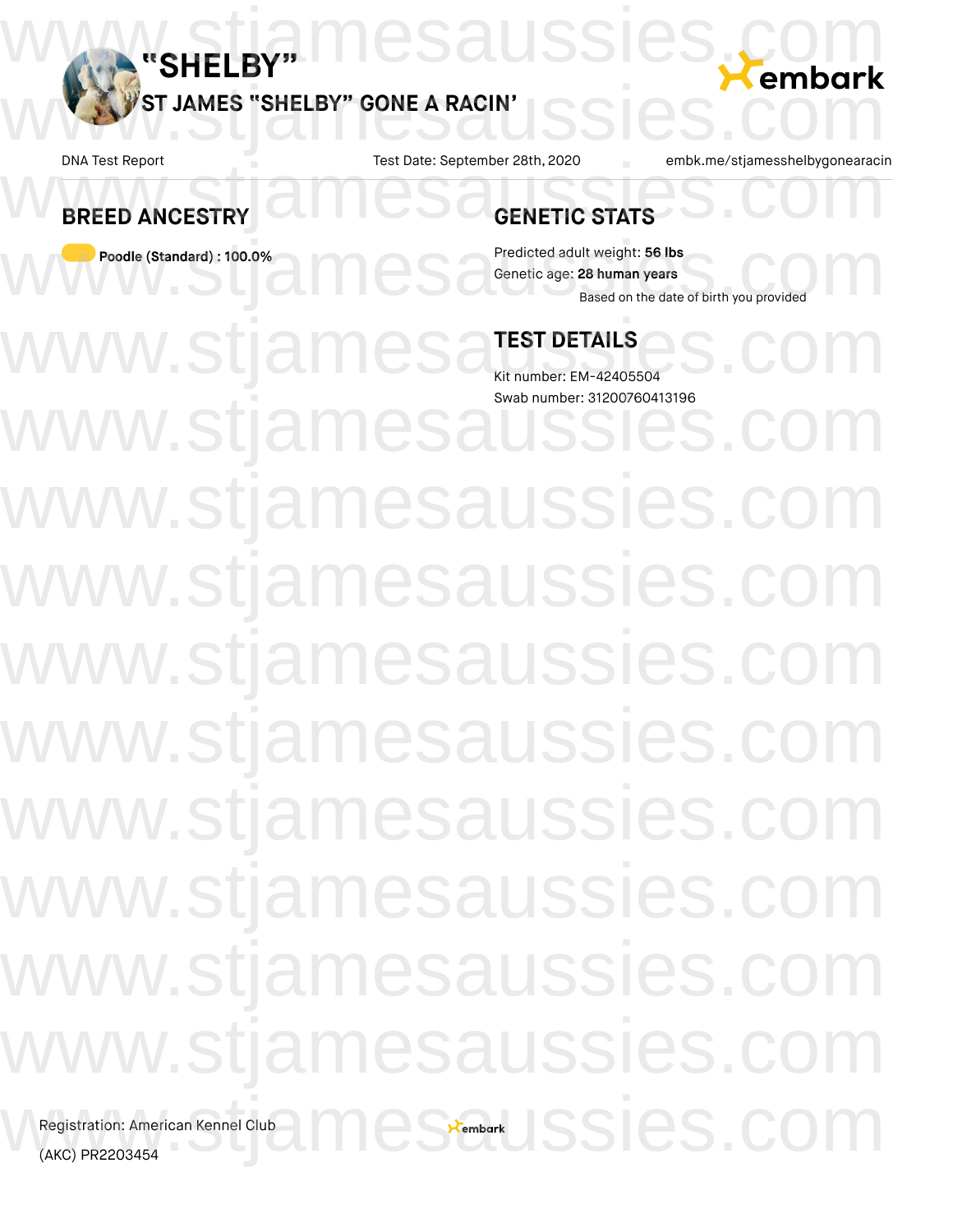# “SHELBY”

## ST JAMES "SHELBY" GONE A RACIN’

DNA Test Report

Test Date: September 28th, 2020

embk.me/stjamesshelbygonearacin

## BREED ANCESTRY

**Poodle (Standard) : 100.0%**

## GENETIC STATS

Predicted adult weight: **56 lbs**

Genetic age: **28 human years**

Based on the date of birth you provided

## TEST DETAILS

Kit number: EM-42405504

Swab number: 31200760413196

Registration: American Kennel Club (AKC) PR2203454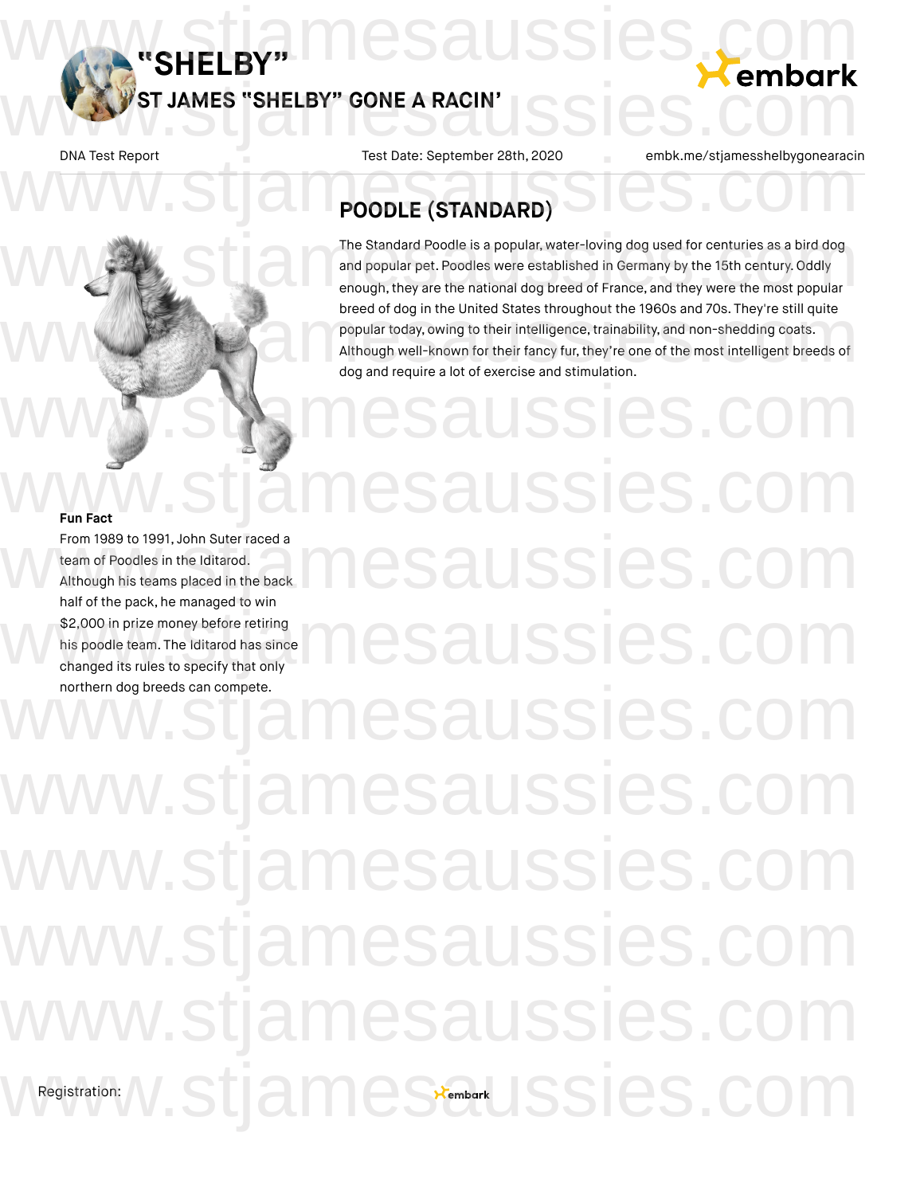# "SHELBY"

## ST JAMES "SHELBY" GONE A RACIN'

DNA Test Report | Test Date: September 28th, 2020 | embk.me/stjamesshelbygonearacin

## POODLE (STANDARD)

The Standard Poodle is a popular, water-loving dog used for centuries as a bird dog and popular pet. Poodles were established in Germany by the 15th century. Oddly enough, they are the national dog breed of France, and they were the most popular breed of dog in the United States throughout the 1960s and 70s. They're still quite popular today, owing to their intelligence, trainability, and non-shedding coats. Although well-known for their fancy fur, they're one of the most intelligent breeds of dog and require a lot of exercise and stimulation.

**Fun Fact**

From 1989 to 1991, John Suter raced a team of Poodles in the Iditarod. Although his teams placed in the back half of the pack, he managed to win $2,000 in prize money before retiring his poodle team. The Iditarod has since changed its rules to specify that only northern dog breeds can compete.

Registration: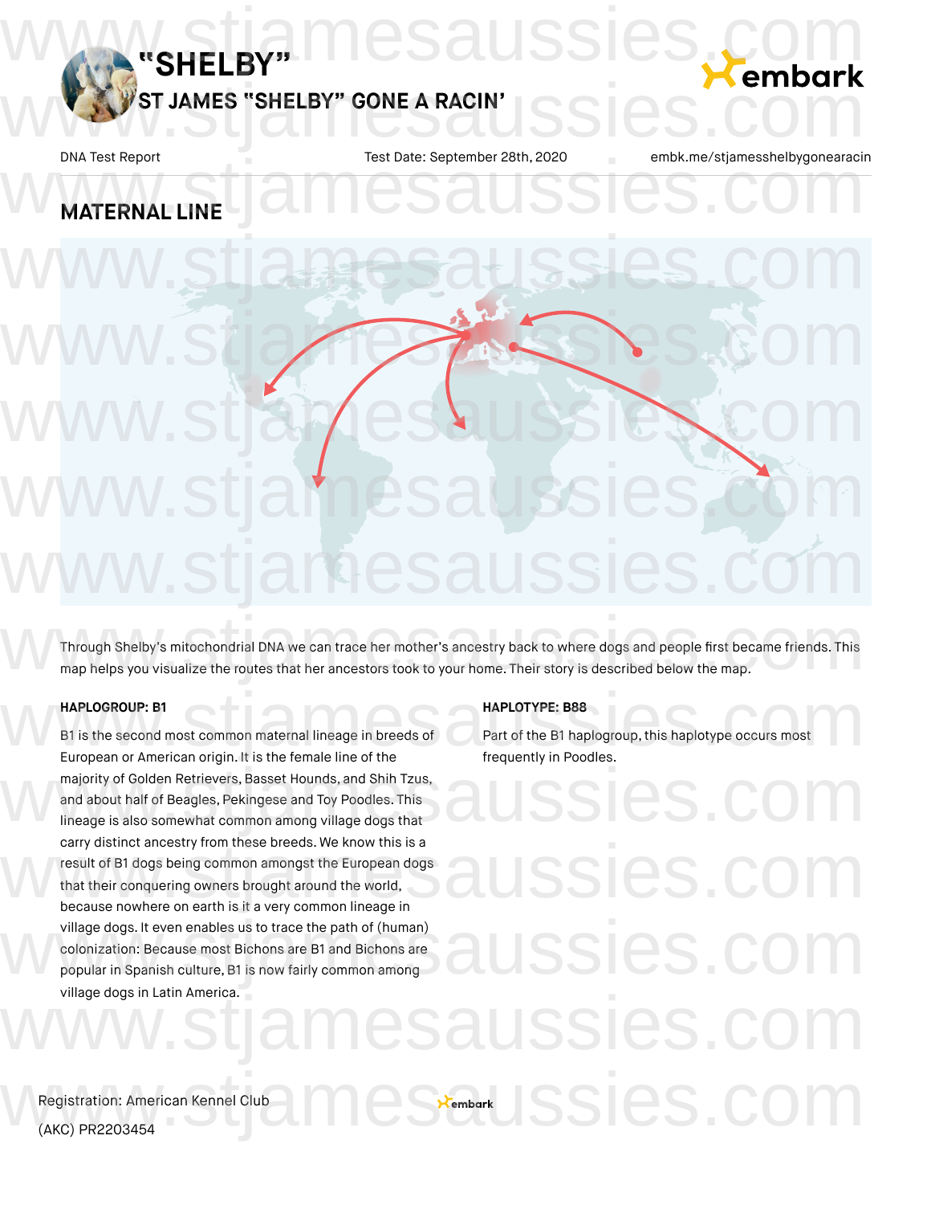# "SHELBY"

## ST JAMES "SHELBY" GONE A RACIN'

DNA Test Report | Test Date: September 28th, 2020 | embk.me/stjamesshelbygonearacin

## MATERNAL LINE

Through Shelby's mitochondrial DNA we can trace her mother's ancestry back to where dogs and people first became friends. This map helps you visualize the routes that her ancestors took to your home. Their story is described below the map.

**HAPLOGROUP: B1**

B1 is the second most common maternal lineage in breeds of European or American origin. It is the female line of the majority of Golden Retrievers, Basset Hounds, and Shih Tzus, and about half of Beagles, Pekingese and Toy Poodles. This lineage is also somewhat common among village dogs that carry distinct ancestry from these breeds. We know this is a result of B1 dogs being common amongst the European dogs that their conquering owners brought around the world, because nowhere on earth is it a very common lineage in village dogs. It even enables us to trace the path of (human) colonization: Because most Bichons are B1 and Bichons are popular in Spanish culture, B1 is now fairly common among village dogs in Latin America.

**HAPLOTYPE: B88**

Part of the B1 haplogroup, this haplotype occurs most frequently in Poodles.

Registration: American Kennel Club (AKC) PR2203454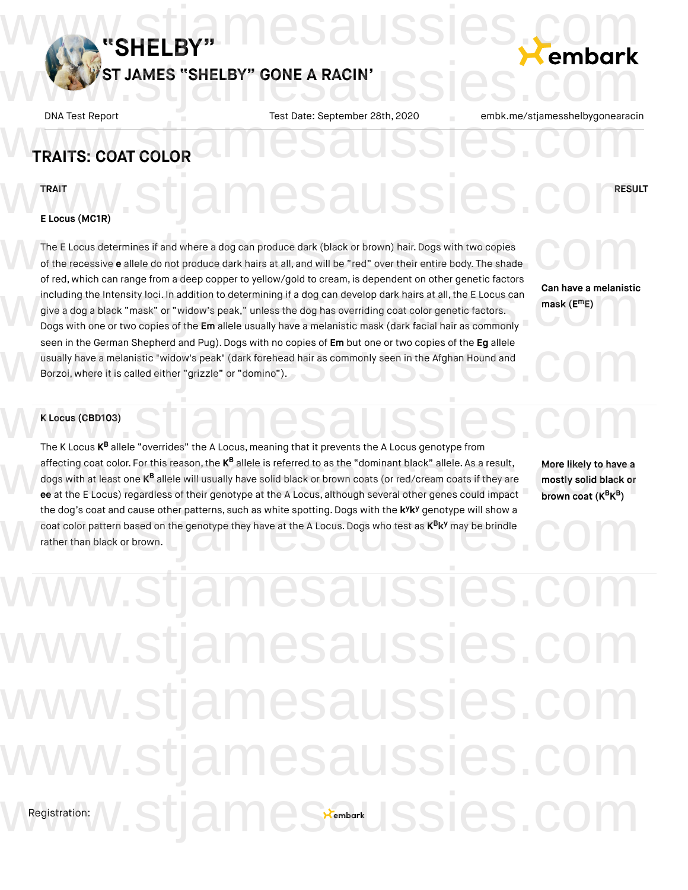# "SHELBY"

## ST JAMES "SHELBY" GONE A RACIN'

DNA Test Report | Test Date: September 28th, 2020 | embk.me/stjamesshelbygonearacin

## TRAITS: COAT COLOR

| TRAIT | RESULT |
|---|---|
| **E Locus (MC1R)**<br><br>The E Locus determines if and where a dog can produce dark (black or brown) hair. Dogs with two copies of the recessive **e** allele do not produce dark hairs at all, and will be "red" over their entire body. The shade of red, which can range from a deep copper to yellow/gold to cream, is dependent on other genetic factors including the Intensity loci. In addition to determining if a dog can develop dark hairs at all, the E Locus can give a dog a black "mask" or "widow's peak," unless the dog has overriding coat color genetic factors. Dogs with one or two copies of the **Em** allele usually have a melanistic mask (dark facial hair as commonly seen in the German Shepherd and Pug). Dogs with no copies of **Em** but one or two copies of the **Eg** allele usually have a melanistic "widow's peak" (dark forehead hair as commonly seen in the Afghan Hound and Borzoi, where it is called either "grizzle" or "domino"). | **Can have a melanistic mask ($E^mE$)** |
| **K Locus (CBD103)**<br><br>The K Locus $K^B$ allele "overrides" the A Locus, meaning that it prevents the A Locus genotype from affecting coat color. For this reason, the $K^B$ allele is referred to as the "dominant black" allele. As a result, dogs with at least one $K^B$ allele will usually have solid black or brown coats (or red/cream coats if they are **ee** at the E Locus) regardless of their genotype at the A Locus, although several other genes could impact the dog's coat and cause other patterns, such as white spotting. Dogs with the $k^yk^y$ genotype will show a coat color pattern based on the genotype they have at the A Locus. Dogs who test as $K^Bk^y$ may be brindle rather than black or brown. | **More likely to have a mostly solid black or brown coat ($K^BK^B$)** |

Registration: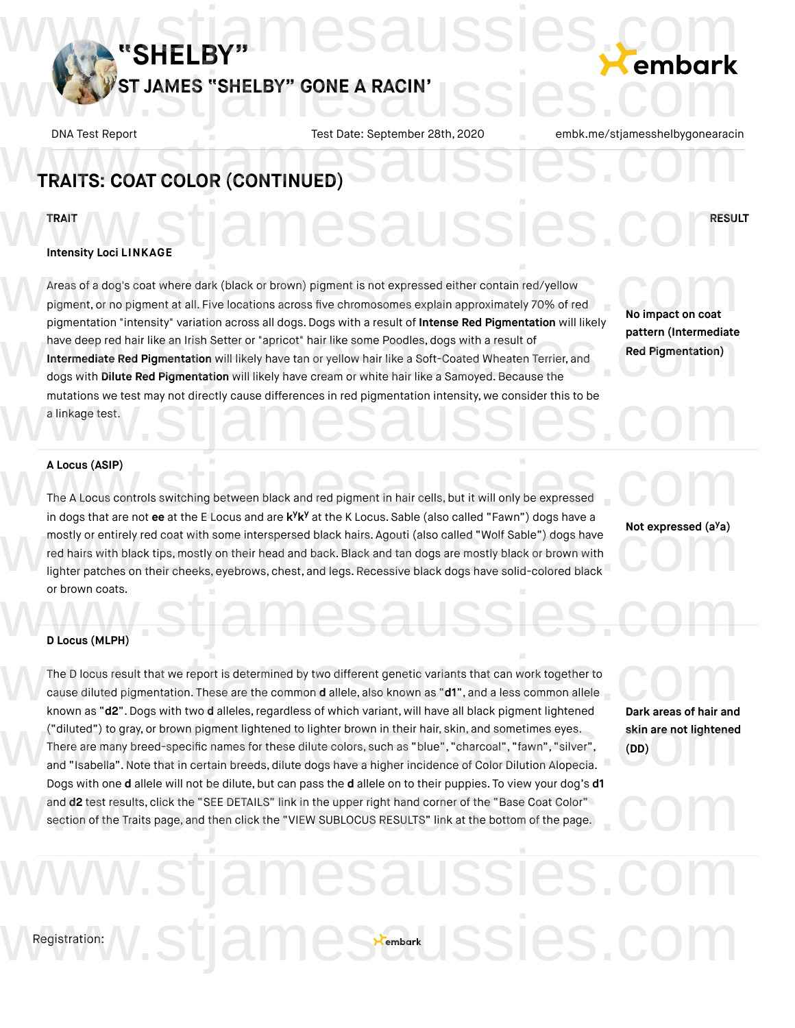# "SHELBY"

## ST JAMES "SHELBY" GONE A RACIN'

DNA Test Report | Test Date: September 28th, 2020 | embk.me/stjamesshelbygonearacin

## TRAITS: COAT COLOR (CONTINUED)

| TRAIT | RESULT |
|---|---|
| **Intensity Loci LINKAGE**<br><br>Areas of a dog's coat where dark (black or brown) pigment is not expressed either contain red/yellow pigment, or no pigment at all. Five locations across five chromosomes explain approximately 70% of red pigmentation "intensity" variation across all dogs. Dogs with a result of **Intense Red Pigmentation** will likely have deep red hair like an Irish Setter or "apricot" hair like some Poodles, dogs with a result of **Intermediate Red Pigmentation** will likely have tan or yellow hair like a Soft-Coated Wheaten Terrier, and dogs with **Dilute Red Pigmentation** will likely have cream or white hair like a Samoyed. Because the mutations we test may not directly cause differences in red pigmentation intensity, we consider this to be a linkage test. | **No impact on coat pattern (Intermediate Red Pigmentation)** |
| **A Locus (ASIP)**<br><br>The A Locus controls switching between black and red pigment in hair cells, but it will only be expressed in dogs that are not **ee** at the E Locus and are **$k^y k^y$** at the K Locus. Sable (also called "Fawn") dogs have a mostly or entirely red coat with some interspersed black hairs. Agouti (also called "Wolf Sable") dogs have red hairs with black tips, mostly on their head and back. Black and tan dogs are mostly black or brown with lighter patches on their cheeks, eyebrows, chest, and legs. Recessive black dogs have solid-colored black or brown coats. | **Not expressed ($a^y a$)** |
| **D Locus (MLPH)**<br><br>The D locus result that we report is determined by two different genetic variants that can work together to cause diluted pigmentation. These are the common **d** allele, also known as "**d1**", and a less common allele known as "**d2**". Dogs with two **d** alleles, regardless of which variant, will have all black pigment lightened ("diluted") to gray, or brown pigment lightened to lighter brown in their hair, skin, and sometimes eyes. There are many breed-specific names for these dilute colors, such as "blue", "charcoal", "fawn", "silver", and "Isabella". Note that in certain breeds, dilute dogs have a higher incidence of Color Dilution Alopecia. Dogs with one **d** allele will not be dilute, but can pass the **d** allele on to their puppies. To view your dog's **d1** and **d2** test results, click the "SEE DETAILS" link in the upper right hand corner of the "Base Coat Color" section of the Traits page, and then click the "VIEW SUBLOCUS RESULTS" link at the bottom of the page. | **Dark areas of hair and skin are not lightened (DD)** |

Registration: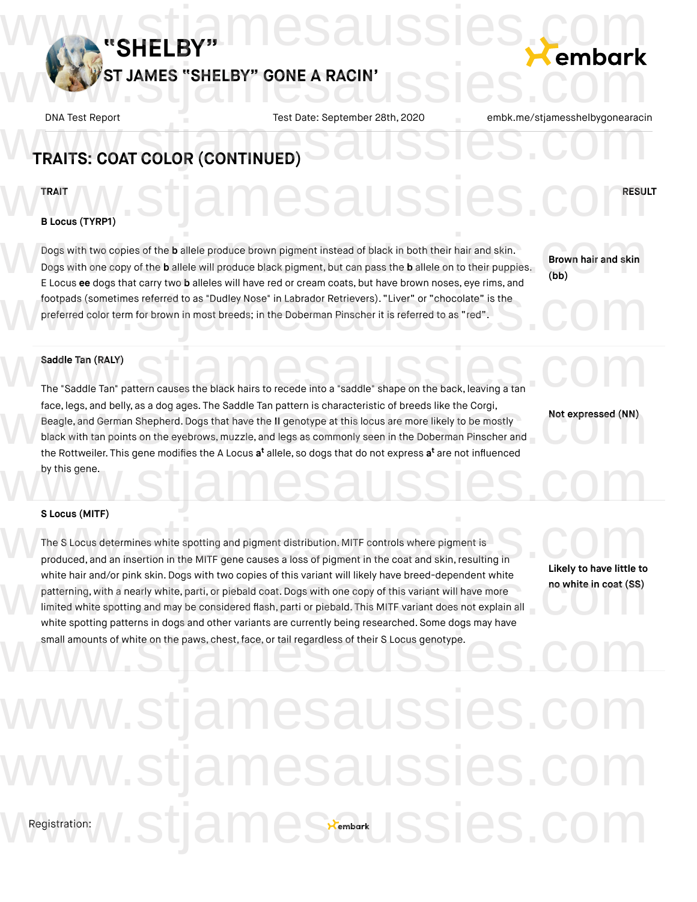## TRAITS: COAT COLOR (CONTINUED)

| TRAIT | RESULT |
|---|---|
| **B Locus (TYRP1)**<br>Dogs with two copies of the **b** allele produce brown pigment instead of black in both their hair and skin. Dogs with one copy of the **b** allele will produce black pigment, but can pass the **b** allele on to their puppies. E Locus **ee** dogs that carry two **b** alleles will have red or cream coats, but have brown noses, eye rims, and footpads (sometimes referred to as "Dudley Nose" in Labrador Retrievers). "Liver" or "chocolate" is the preferred color term for brown in most breeds; in the Doberman Pinscher it is referred to as "red". | **Brown hair and skin (bb)** |
| **Saddle Tan (RALY)**<br>The "Saddle Tan" pattern causes the black hairs to recede into a "saddle" shape on the back, leaving a tan face, legs, and belly, as a dog ages. The Saddle Tan pattern is characteristic of breeds like the Corgi, Beagle, and German Shepherd. Dogs that have the **II** genotype at this locus are more likely to be mostly black with tan points on the eyebrows, muzzle, and legs as commonly seen in the Doberman Pinscher and the Rottweiler. This gene modifies the A Locus $a^t$ allele, so dogs that do not express $a^t$ are not influenced by this gene. | **Not expressed (NN)** |
| **S Locus (MITF)**<br>The S Locus determines white spotting and pigment distribution. MITF controls where pigment is produced, and an insertion in the MITF gene causes a loss of pigment in the coat and skin, resulting in white hair and/or pink skin. Dogs with two copies of this variant will likely have breed-dependent white patterning, with a nearly white, parti, or piebald coat. Dogs with one copy of this variant will have more limited white spotting and may be considered flash, parti or piebald. This MITF variant does not explain all white spotting patterns in dogs and other variants are currently being researched. Some dogs may have small amounts of white on the paws, chest, face, or tail regardless of their S Locus genotype. | **Likely to have little to no white in coat (SS)** |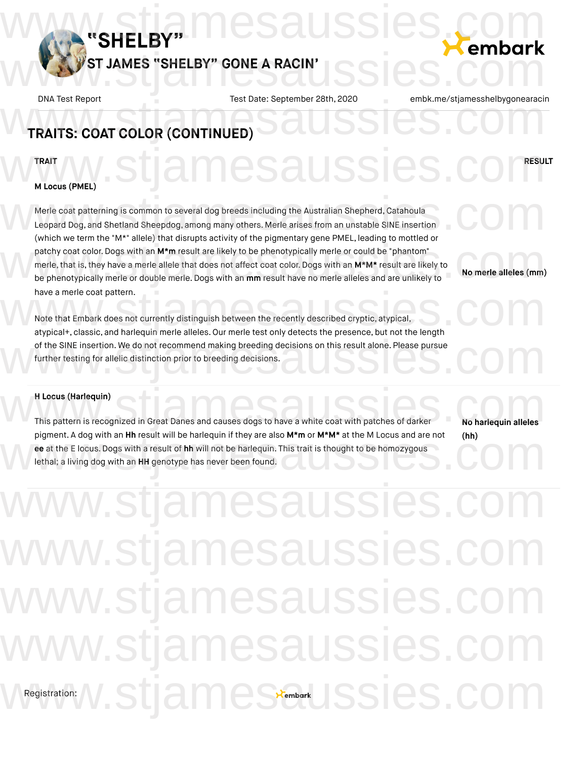## TRAITS: COAT COLOR (CONTINUED)

| TRAIT | RESULT |
|---|---|
| **M Locus (PMEL)**<br><br>Merle coat patterning is common to several dog breeds including the Australian Shepherd, Catahoula Leopard Dog, and Shetland Sheepdog, among many others. Merle arises from an unstable SINE insertion (which we term the "M*" allele) that disrupts activity of the pigmentary gene PMEL, leading to mottled or patchy coat color. Dogs with an **M*m** result are likely to be phenotypically merle or could be "phantom" merle, that is, they have a merle allele that does not affect coat color. Dogs with an **M*M*** result are likely to be phenotypically merle or double merle. Dogs with an **mm** result have no merle alleles and are unlikely to have a merle coat pattern.<br><br>Note that Embark does not currently distinguish between the recently described cryptic, atypical, atypical+, classic, and harlequin merle alleles. Our merle test only detects the presence, but not the length of the SINE insertion. We do not recommend making breeding decisions on this result alone. Please pursue further testing for allelic distinction prior to breeding decisions. | **No merle alleles (mm)** |
| **H Locus (Harlequin)**<br><br>This pattern is recognized in Great Danes and causes dogs to have a white coat with patches of darker pigment. A dog with an **Hh** result will be harlequin if they are also **M*m** or **M*M*** at the M Locus and are not **ee** at the E locus. Dogs with a result of **hh** will not be harlequin. This trait is thought to be homozygous lethal; a living dog with an **HH** genotype has never been found. | **No harlequin alleles (hh)** |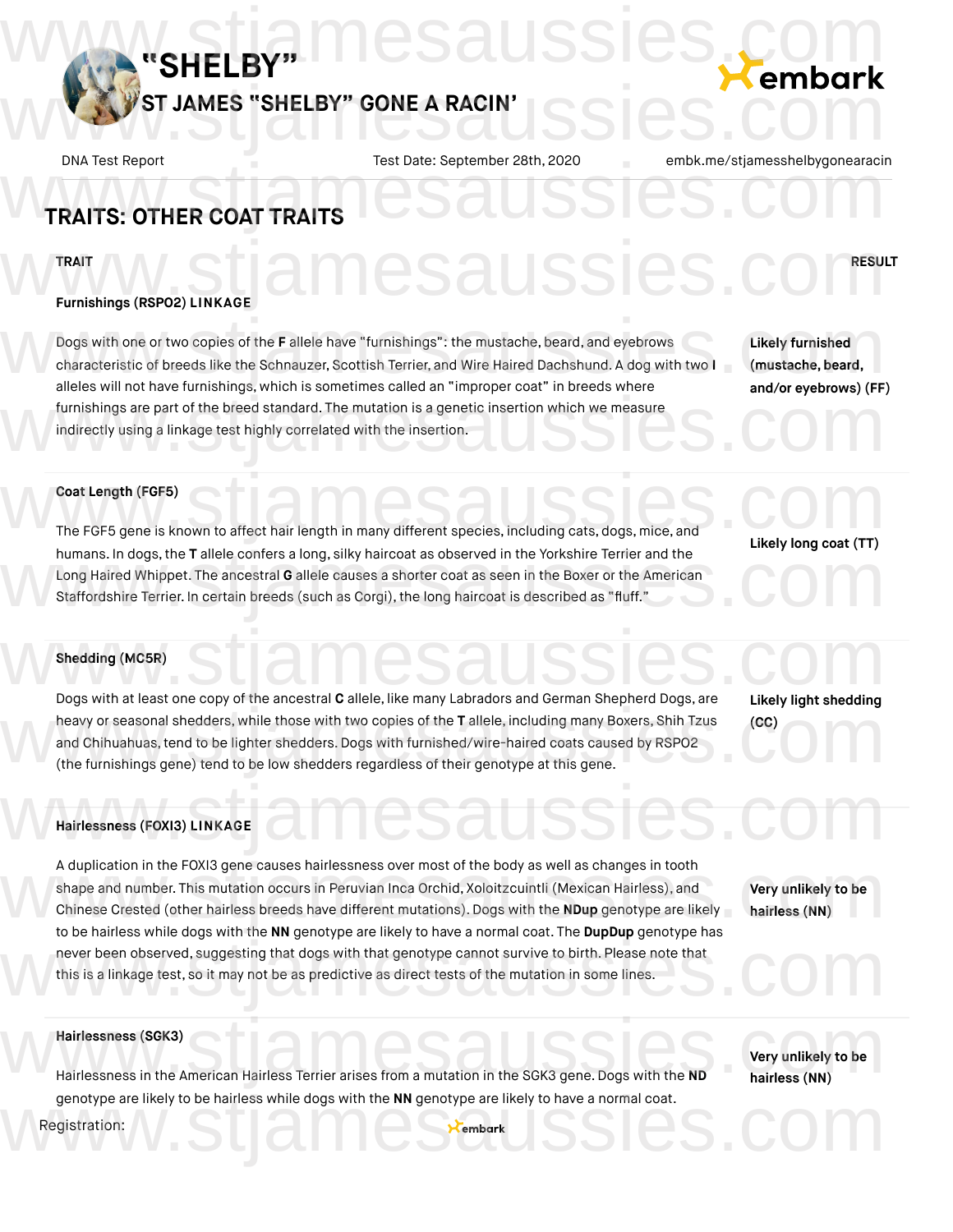# "SHELBY"

## ST JAMES "SHELBY" GONE A RACIN'

DNA Test Report | Test Date: September 28th, 2020 | embk.me/stjamesshelbygonearacin

## TRAITS: OTHER COAT TRAITS

| TRAIT | RESULT |
| --- | --- |
| **Furnishings (RSPO2) LINKAGE**<br>Dogs with one or two copies of the **F** allele have "furnishings": the mustache, beard, and eyebrows characteristic of breeds like the Schnauzer, Scottish Terrier, and Wire Haired Dachshund. A dog with two **I** alleles will not have furnishings, which is sometimes called an "improper coat" in breeds where furnishings are part of the breed standard. The mutation is a genetic insertion which we measure indirectly using a linkage test highly correlated with the insertion. | **Likely furnished (mustache, beard, and/or eyebrows) (FF)** |
| **Coat Length (FGF5)**<br>The FGF5 gene is known to affect hair length in many different species, including cats, dogs, mice, and humans. In dogs, the **T** allele confers a long, silky haircoat as observed in the Yorkshire Terrier and the Long Haired Whippet. The ancestral **G** allele causes a shorter coat as seen in the Boxer or the American Staffordshire Terrier. In certain breeds (such as Corgi), the long haircoat is described as "fluff." | **Likely long coat (TT)** |
| **Shedding (MC5R)**<br>Dogs with at least one copy of the ancestral **C** allele, like many Labradors and German Shepherd Dogs, are heavy or seasonal shedders, while those with two copies of the **T** allele, including many Boxers, Shih Tzus and Chihuahuas, tend to be lighter shedders. Dogs with furnished/wire-haired coats caused by RSPO2 (the furnishings gene) tend to be low shedders regardless of their genotype at this gene. | **Likely light shedding (CC)** |
| **Hairlessness (FOXI3) LINKAGE**<br>A duplication in the FOXI3 gene causes hairlessness over most of the body as well as changes in tooth shape and number. This mutation occurs in Peruvian Inca Orchid, Xoloitzcuintli (Mexican Hairless), and Chinese Crested (other hairless breeds have different mutations). Dogs with the **NDup** genotype are likely to be hairless while dogs with the **NN** genotype are likely to have a normal coat. The **DupDup** genotype has never been observed, suggesting that dogs with that genotype cannot survive to birth. Please note that this is a linkage test, so it may not be as predictive as direct tests of the mutation in some lines. | **Very unlikely to be hairless (NN)** |
| **Hairlessness (SGK3)**<br>Hairlessness in the American Hairless Terrier arises from a mutation in the SGK3 gene. Dogs with the **ND** genotype are likely to be hairless while dogs with the **NN** genotype are likely to have a normal coat. | **Very unlikely to be hairless (NN)** |

Registration: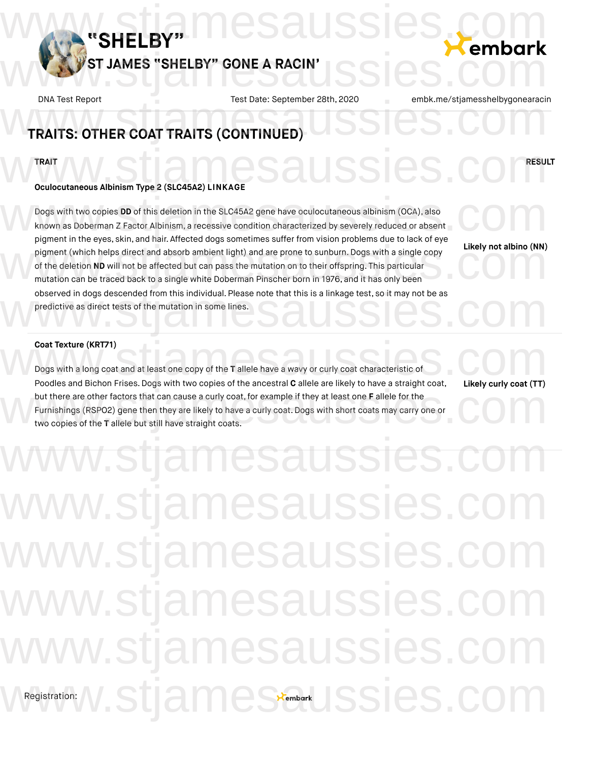# "SHELBY"

## ST JAMES "SHELBY" GONE A RACIN'

DNA Test Report | Test Date: September 28th, 2020 | embk.me/stjamesshelbygonearacin

## TRAITS: OTHER COAT TRAITS (CONTINUED)

| TRAIT | RESULT |
| --- | --- |
| **Oculocutaneous Albinism Type 2 (SLC45A2) LINKAGE**<br><br>Dogs with two copies **DD** of this deletion in the SLC45A2 gene have oculocutaneous albinism (OCA), also known as Doberman Z Factor Albinism, a recessive condition characterized by severely reduced or absent pigment in the eyes, skin, and hair. Affected dogs sometimes suffer from vision problems due to lack of eye pigment (which helps direct and absorb ambient light) and are prone to sunburn. Dogs with a single copy of the deletion **ND** will not be affected but can pass the mutation on to their offspring. This particular mutation can be traced back to a single white Doberman Pinscher born in 1976, and it has only been observed in dogs descended from this individual. Please note that this is a linkage test, so it may not be as predictive as direct tests of the mutation in some lines. | **Likely not albino (NN)** |
| **Coat Texture (KRT71)**<br><br>Dogs with a long coat and at least one copy of the **T** allele have a wavy or curly coat characteristic of Poodles and Bichon Frises. Dogs with two copies of the ancestral **C** allele are likely to have a straight coat, but there are other factors that can cause a curly coat, for example if they at least one **F** allele for the Furnishings (RSPO2) gene then they are likely to have a curly coat. Dogs with short coats may carry one or two copies of the **T** allele but still have straight coats. | **Likely curly coat (TT)** |

Registration: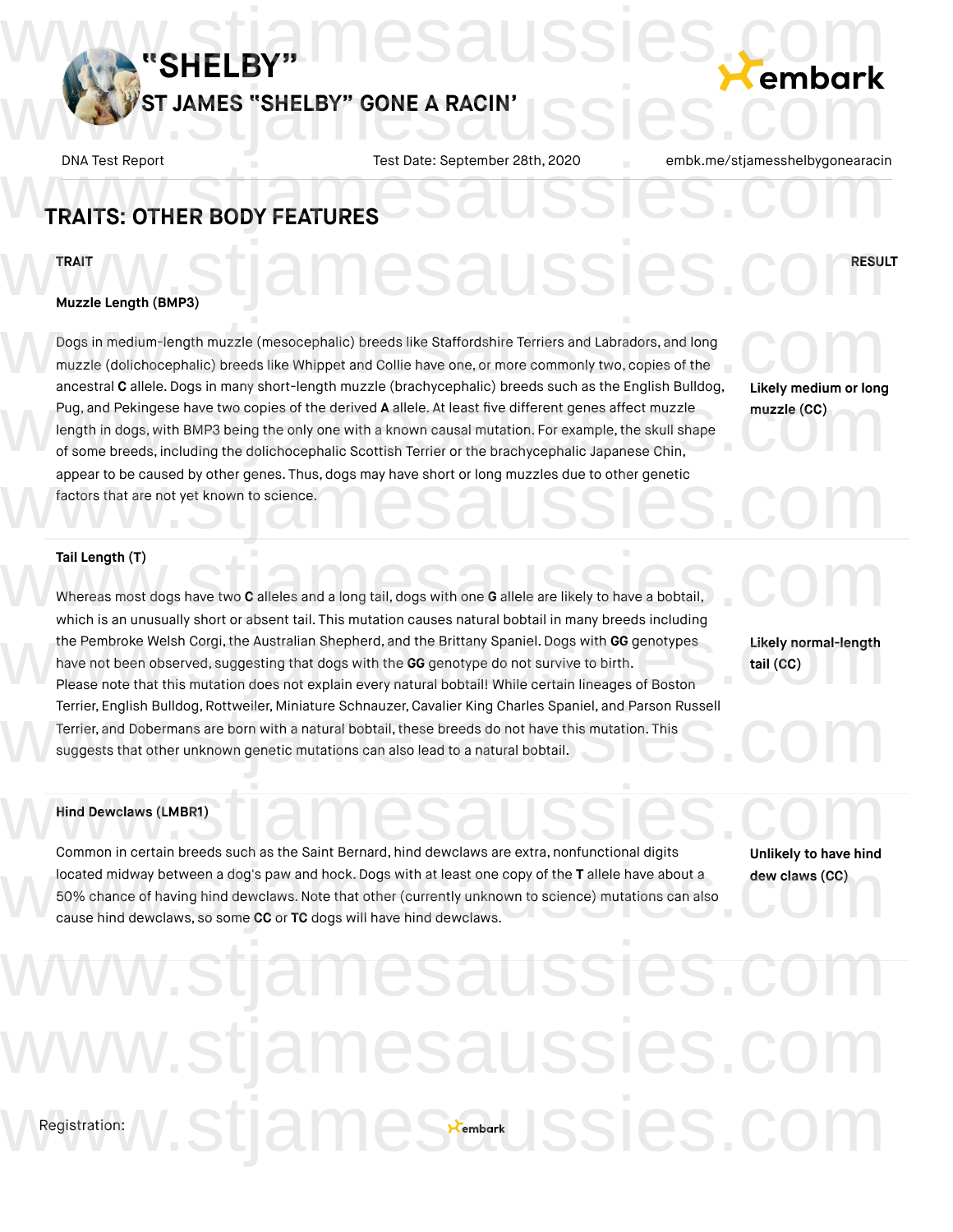## TRAITS: OTHER BODY FEATURES

| TRAIT | RESULT |
|---|---|
| **Muzzle Length (BMP3)**<br><br>Dogs in medium-length muzzle (mesocephalic) breeds like Staffordshire Terriers and Labradors, and long muzzle (dolichocephalic) breeds like Whippet and Collie have one, or more commonly two, copies of the ancestral **C** allele. Dogs in many short-length muzzle (brachycephalic) breeds such as the English Bulldog, Pug, and Pekingese have two copies of the derived **A** allele. At least five different genes affect muzzle length in dogs, with BMP3 being the only one with a known causal mutation. For example, the skull shape of some breeds, including the dolichocephalic Scottish Terrier or the brachycephalic Japanese Chin, appear to be caused by other genes. Thus, dogs may have short or long muzzles due to other genetic factors that are not yet known to science. | **Likely medium or long muzzle (CC)** |
| **Tail Length (T)**<br><br>Whereas most dogs have two **C** alleles and a long tail, dogs with one **G** allele are likely to have a bobtail, which is an unusually short or absent tail. This mutation causes natural bobtail in many breeds including the Pembroke Welsh Corgi, the Australian Shepherd, and the Brittany Spaniel. Dogs with **GG** genotypes have not been observed, suggesting that dogs with the **GG** genotype do not survive to birth. Please note that this mutation does not explain every natural bobtail! While certain lineages of Boston Terrier, English Bulldog, Rottweiler, Miniature Schnauzer, Cavalier King Charles Spaniel, and Parson Russell Terrier, and Dobermans are born with a natural bobtail, these breeds do not have this mutation. This suggests that other unknown genetic mutations can also lead to a natural bobtail. | **Likely normal-length tail (CC)** |
| **Hind Dewclaws (LMBR1)**<br><br>Common in certain breeds such as the Saint Bernard, hind dewclaws are extra, nonfunctional digits located midway between a dog's paw and hock. Dogs with at least one copy of the **T** allele have about a 50% chance of having hind dewclaws. Note that other (currently unknown to science) mutations can also cause hind dewclaws, so some **CC** or **TC** dogs will have hind dewclaws. | **Unlikely to have hind dew claws (CC)** |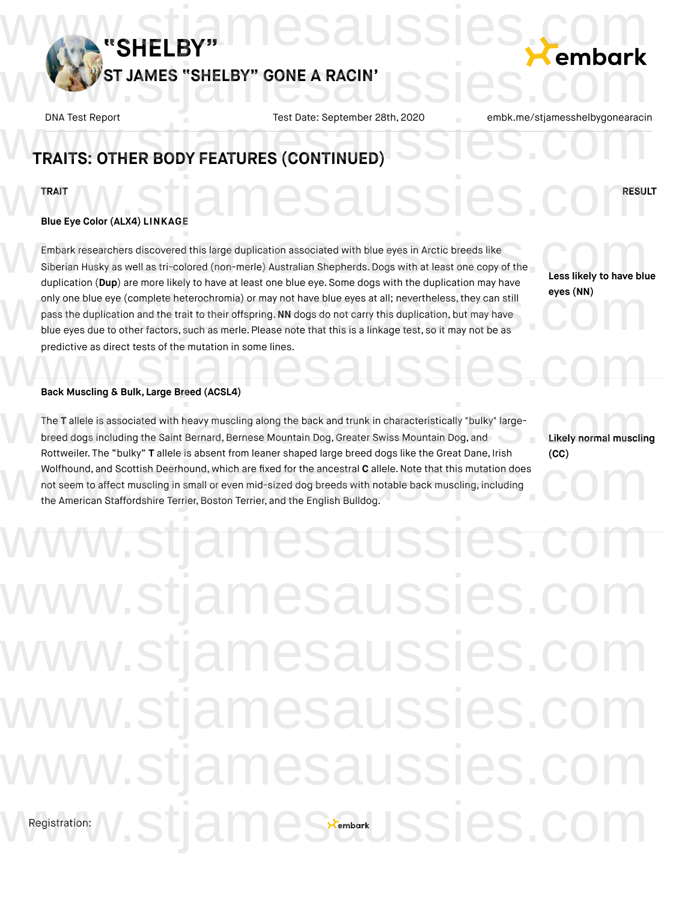## TRAITS: OTHER BODY FEATURES (CONTINUED)

| TRAIT | RESULT |
| --- | --- |
| **Blue Eye Color (ALX4) LINKAGE**<br><br>Embark researchers discovered this large duplication associated with blue eyes in Arctic breeds like Siberian Husky as well as tri-colored (non-merle) Australian Shepherds. Dogs with at least one copy of the duplication (**Dup**) are more likely to have at least one blue eye. Some dogs with the duplication may have only one blue eye (complete heterochromia) or may not have blue eyes at all; nevertheless, they can still pass the duplication and the trait to their offspring. **NN** dogs do not carry this duplication, but may have blue eyes due to other factors, such as merle. Please note that this is a linkage test, so it may not be as predictive as direct tests of the mutation in some lines. | **Less likely to have blue eyes (NN)** |
| **Back Muscling & Bulk, Large Breed (ACSL4)**<br><br>The **T** allele is associated with heavy muscling along the back and trunk in characteristically "bulky" large-breed dogs including the Saint Bernard, Bernese Mountain Dog, Greater Swiss Mountain Dog, and Rottweiler. The "bulky" **T** allele is absent from leaner shaped large breed dogs like the Great Dane, Irish Wolfhound, and Scottish Deerhound, which are fixed for the ancestral **C** allele. Note that this mutation does not seem to affect muscling in small or even mid-sized dog breeds with notable back muscling, including the American Staffordshire Terrier, Boston Terrier, and the English Bulldog. | **Likely normal muscling (CC)** |

Registration: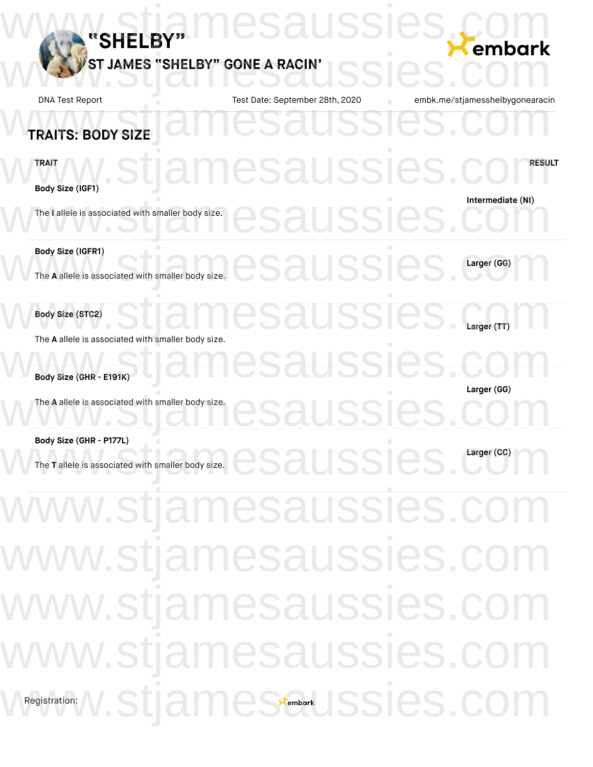# "SHELBY"

## ST JAMES "SHELBY" GONE A RACIN'

DNA Test Report | Test Date: September 28th, 2020 | embk.me/stjamesshelbygonearacin

## TRAITS: BODY SIZE

| TRAIT | RESULT |
|---|---|
| **Body Size (IGF1)**<br>The **I** allele is associated with smaller body size. | **Intermediate (NI)** |
| **Body Size (IGFR1)**<br>The **A** allele is associated with smaller body size. | **Larger (GG)** |
| **Body Size (STC2)**<br>The **A** allele is associated with smaller body size. | **Larger (TT)** |
| **Body Size (GHR - E191K)**<br>The **A** allele is associated with smaller body size. | **Larger (GG)** |
| **Body Size (GHR - P177L)**<br>The **T** allele is associated with smaller body size. | **Larger (CC)** |

Registration: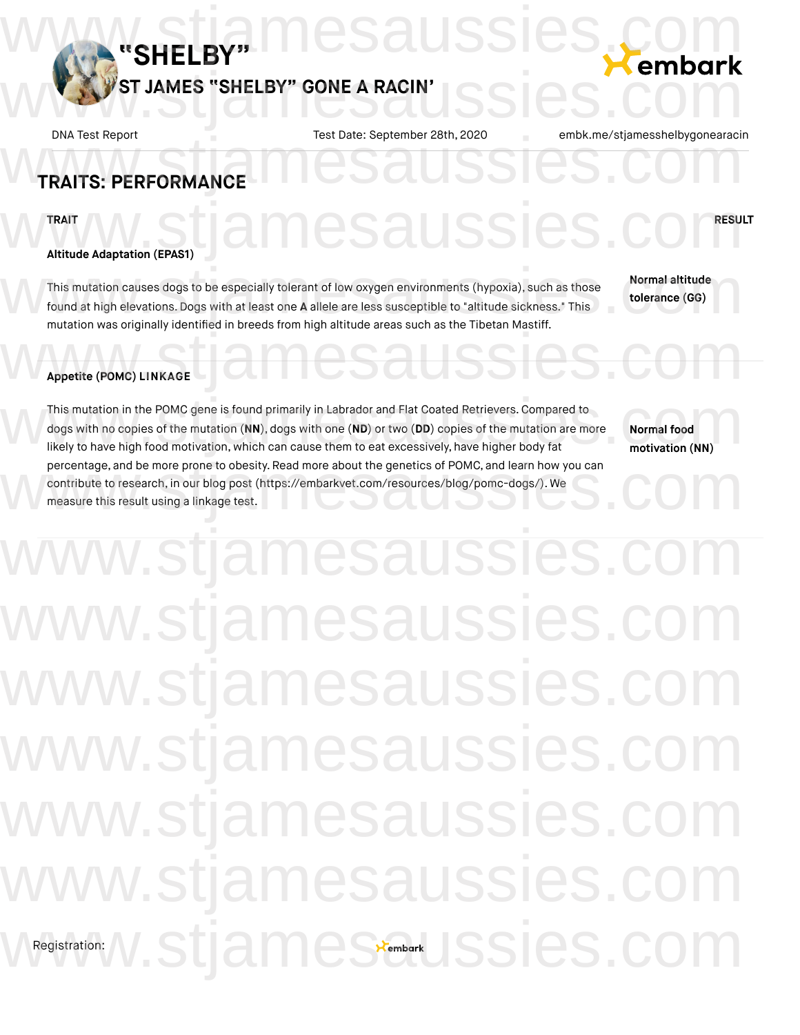# "SHELBY"

## ST JAMES "SHELBY" GONE A RACIN'

DNA Test Report | Test Date: September 28th, 2020 | embk.me/stjamesshelbygonearacin

## TRAITS: PERFORMANCE

| TRAIT | RESULT |
| --- | --- |
| **Altitude Adaptation (EPAS1)**<br><br>This mutation causes dogs to be especially tolerant of low oxygen environments (hypoxia), such as those found at high elevations. Dogs with at least one **A** allele are less susceptible to "altitude sickness." This mutation was originally identified in breeds from high altitude areas such as the Tibetan Mastiff. | **Normal altitude tolerance (GG)** |
| **Appetite (POMC) LINKAGE**<br><br>This mutation in the POMC gene is found primarily in Labrador and Flat Coated Retrievers. Compared to dogs with no copies of the mutation (**NN**), dogs with one (**ND**) or two (**DD**) copies of the mutation are more likely to have high food motivation, which can cause them to eat excessively, have higher body fat percentage, and be more prone to obesity. Read more about the genetics of POMC, and learn how you can contribute to research, in our blog post (https://embarkvet.com/resources/blog/pomc-dogs/). We measure this result using a linkage test. | **Normal food motivation (NN)** |

Registration: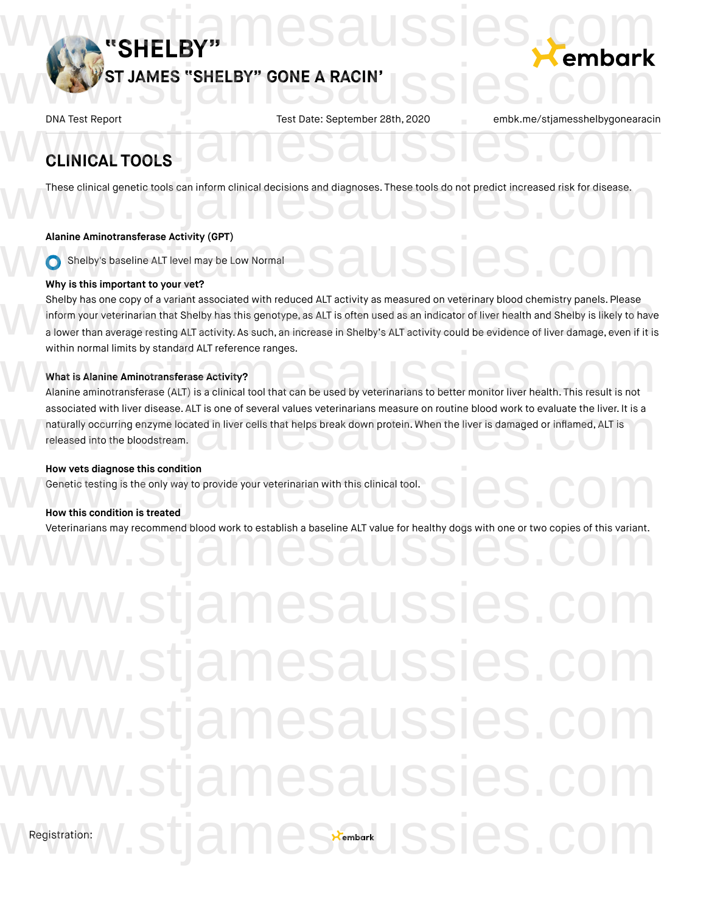# "SHELBY"

## ST JAMES "SHELBY" GONE A RACIN'

DNA Test Report | Test Date: September 28th, 2020 | embk.me/stjamesshelbygonearacin

## CLINICAL TOOLS

These clinical genetic tools can inform clinical decisions and diagnoses. These tools do not predict increased risk for disease.

**Alanine Aminotransferase Activity (GPT)**

Shelby's baseline ALT level may be Low Normal

**Why is this important to your vet?**

Shelby has one copy of a variant associated with reduced ALT activity as measured on veterinary blood chemistry panels. Please inform your veterinarian that Shelby has this genotype, as ALT is often used as an indicator of liver health and Shelby is likely to have a lower than average resting ALT activity. As such, an increase in Shelby's ALT activity could be evidence of liver damage, even if it is within normal limits by standard ALT reference ranges.

**What is Alanine Aminotransferase Activity?**

Alanine aminotransferase (ALT) is a clinical tool that can be used by veterinarians to better monitor liver health. This result is not associated with liver disease. ALT is one of several values veterinarians measure on routine blood work to evaluate the liver. It is a naturally occurring enzyme located in liver cells that helps break down protein. When the liver is damaged or inflamed, ALT is released into the bloodstream.

**How vets diagnose this condition**

Genetic testing is the only way to provide your veterinarian with this clinical tool.

**How this condition is treated**

Veterinarians may recommend blood work to establish a baseline ALT value for healthy dogs with one or two copies of this variant.

Registration: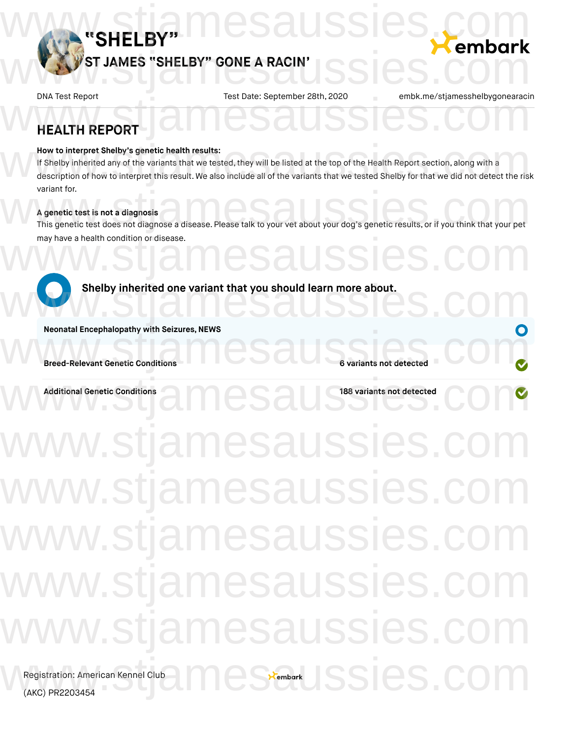# "SHELBY"

## ST JAMES "SHELBY" GONE A RACIN'

DNA Test Report | Test Date: September 28th, 2020 | embk.me/stjamesshelbygonearacin

## HEALTH REPORT

**How to interpret Shelby's genetic health results:**
If Shelby inherited any of the variants that we tested, they will be listed at the top of the Health Report section, along with a description of how to interpret this result. We also include all of the variants that we tested Shelby for that we did not detect the risk variant for.

**A genetic test is not a diagnosis**
This genetic test does not diagnose a disease. Please talk to your vet about your dog's genetic results, or if you think that your pet may have a health condition or disease.

**Shelby inherited one variant that you should learn more about.**

| Condition | Result |
|---|---|
| **Neonatal Encephalopathy with Seizures, NEWS** | |
| **Breed-Relevant Genetic Conditions** | **6 variants not detected** |
| **Additional Genetic Conditions** | **188 variants not detected** |

Registration: American Kennel Club (AKC) PR2203454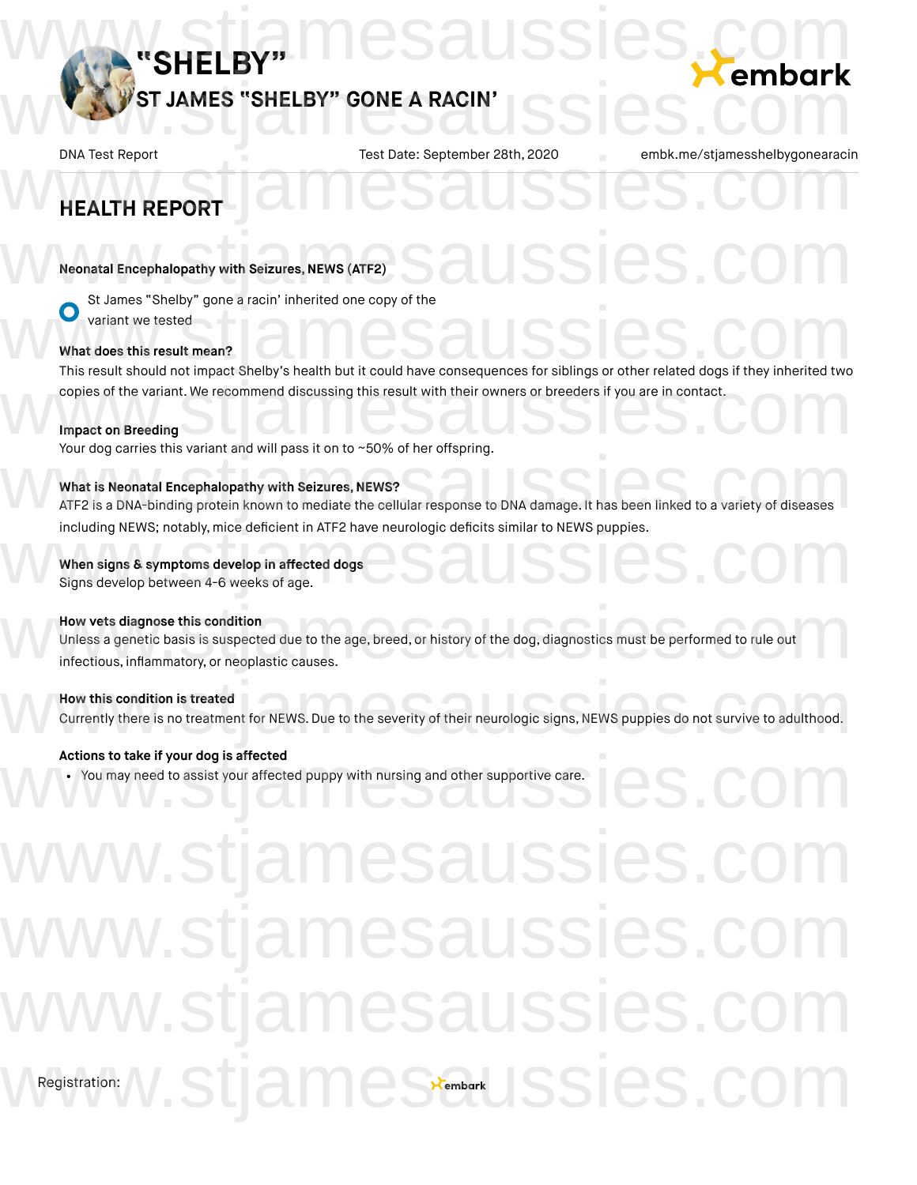# "SHELBY"

## ST JAMES "SHELBY" GONE A RACIN'

DNA Test Report | Test Date: September 28th, 2020 | embk.me/stjamesshelbygonearacin

## HEALTH REPORT

**Neonatal Encephalopathy with Seizures, NEWS (ATF2)**

St James "Shelby" gone a racin' inherited one copy of the variant we tested

**What does this result mean?**

This result should not impact Shelby's health but it could have consequences for siblings or other related dogs if they inherited two copies of the variant. We recommend discussing this result with their owners or breeders if you are in contact.

**Impact on Breeding**

Your dog carries this variant and will pass it on to ~50% of her offspring.

**What is Neonatal Encephalopathy with Seizures, NEWS?**

ATF2 is a DNA-binding protein known to mediate the cellular response to DNA damage. It has been linked to a variety of diseases including NEWS; notably, mice deficient in ATF2 have neurologic deficits similar to NEWS puppies.

**When signs & symptoms develop in affected dogs**

Signs develop between 4-6 weeks of age.

**How vets diagnose this condition**

Unless a genetic basis is suspected due to the age, breed, or history of the dog, diagnostics must be performed to rule out infectious, inflammatory, or neoplastic causes.

**How this condition is treated**

Currently there is no treatment for NEWS. Due to the severity of their neurologic signs, NEWS puppies do not survive to adulthood.

**Actions to take if your dog is affected**

- You may need to assist your affected puppy with nursing and other supportive care.

Registration: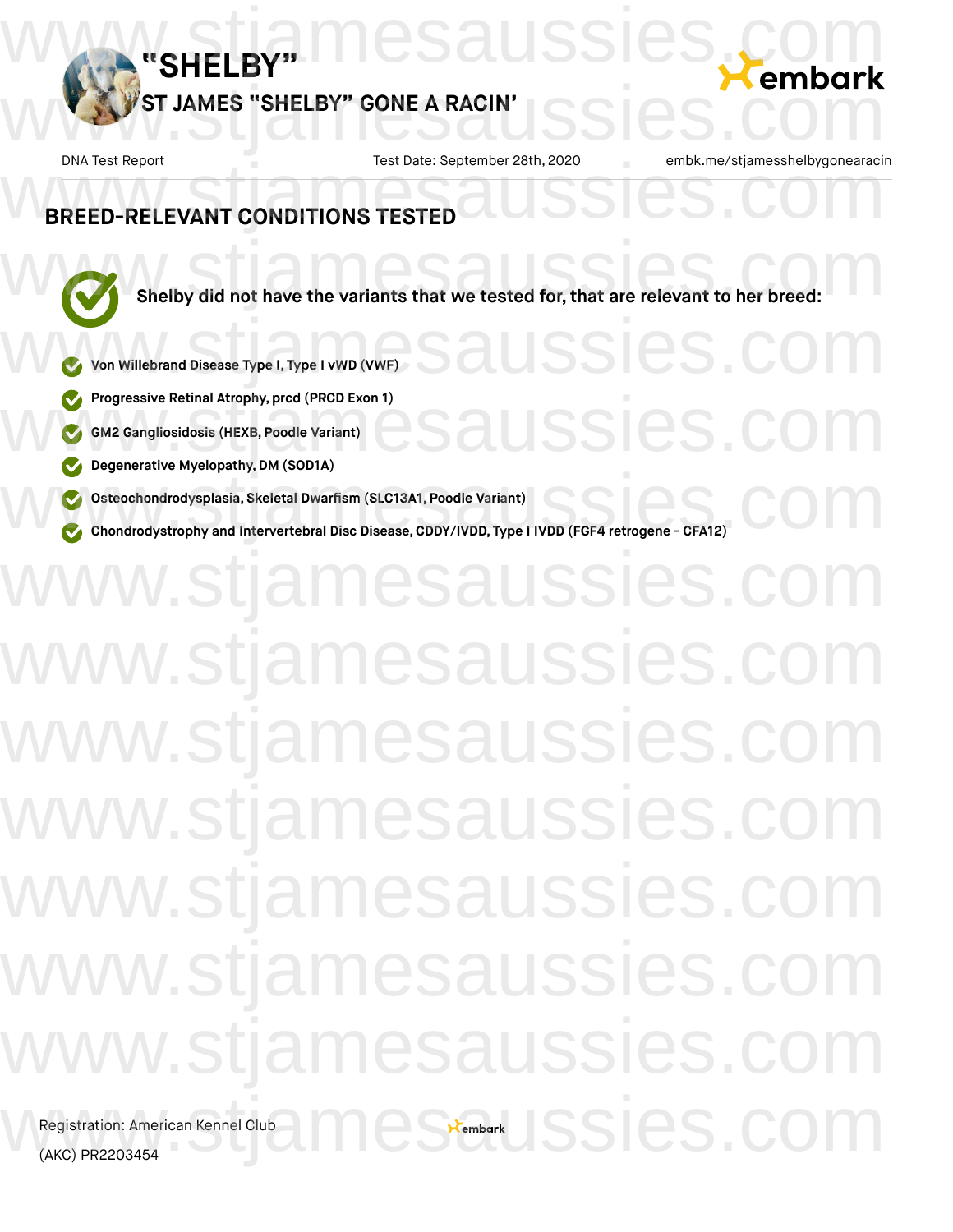# "SHELBY"

## ST JAMES "SHELBY" GONE A RACIN'

DNA Test Report | Test Date: September 28th, 2020 | embk.me/stjamesshelbygonearacin

## BREED-RELEVANT CONDITIONS TESTED

**Shelby did not have the variants that we tested for, that are relevant to her breed:**

- **Von Willebrand Disease Type I, Type I vWD (VWF)**
- **Progressive Retinal Atrophy, prcd (PRCD Exon 1)**
- **GM2 Gangliosidosis (HEXB, Poodle Variant)**
- **Degenerative Myelopathy, DM (SOD1A)**
- **Osteochondrodysplasia, Skeletal Dwarfism (SLC13A1, Poodle Variant)**
- **Chondrodystrophy and Intervertebral Disc Disease, CDDY/IVDD, Type I IVDD (FGF4 retrogene - CFA12)**

Registration: American Kennel Club (AKC) PR2203454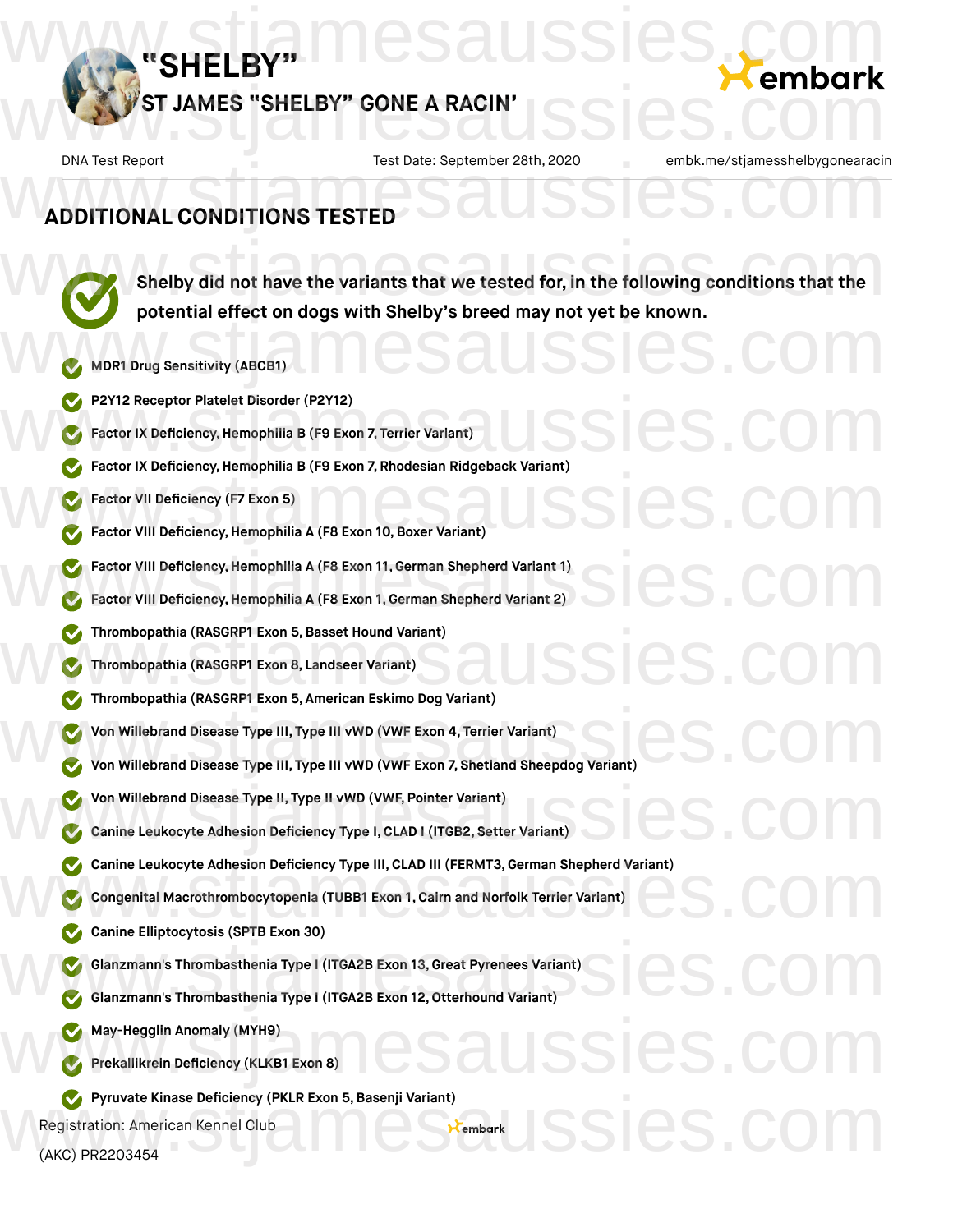# "SHELBY"

## ST JAMES "SHELBY" GONE A RACIN'

DNA Test Report | Test Date: September 28th, 2020 | embk.me/stjamesshelbygonearacin

## ADDITIONAL CONDITIONS TESTED

**Shelby did not have the variants that we tested for, in the following conditions that the potential effect on dogs with Shelby's breed may not yet be known.**

- **MDR1 Drug Sensitivity (ABCB1)**
- **P2Y12 Receptor Platelet Disorder (P2Y12)**
- **Factor IX Deficiency, Hemophilia B (F9 Exon 7, Terrier Variant)**
- **Factor IX Deficiency, Hemophilia B (F9 Exon 7, Rhodesian Ridgeback Variant)**
- **Factor VII Deficiency (F7 Exon 5)**
- **Factor VIII Deficiency, Hemophilia A (F8 Exon 10, Boxer Variant)**
- **Factor VIII Deficiency, Hemophilia A (F8 Exon 11, German Shepherd Variant 1)**
- **Factor VIII Deficiency, Hemophilia A (F8 Exon 1, German Shepherd Variant 2)**
- **Thrombopathia (RASGRP1 Exon 5, Basset Hound Variant)**
- **Thrombopathia (RASGRP1 Exon 8, Landseer Variant)**
- **Thrombopathia (RASGRP1 Exon 5, American Eskimo Dog Variant)**
- **Von Willebrand Disease Type III, Type III vWD (VWF Exon 4, Terrier Variant)**
- **Von Willebrand Disease Type III, Type III vWD (VWF Exon 7, Shetland Sheepdog Variant)**
- **Von Willebrand Disease Type II, Type II vWD (VWF, Pointer Variant)**
- **Canine Leukocyte Adhesion Deficiency Type I, CLAD I (ITGB2, Setter Variant)**
- **Canine Leukocyte Adhesion Deficiency Type III, CLAD III (FERMT3, German Shepherd Variant)**
- **Congenital Macrothrombocytopenia (TUBB1 Exon 1, Cairn and Norfolk Terrier Variant)**
- **Canine Elliptocytosis (SPTB Exon 30)**
- **Glanzmann's Thrombasthenia Type I (ITGA2B Exon 13, Great Pyrenees Variant)**
- **Glanzmann's Thrombasthenia Type I (ITGA2B Exon 12, Otterhound Variant)**
- **May-Hegglin Anomaly (MYH9)**
- **Prekallikrein Deficiency (KLKB1 Exon 8)**
- **Pyruvate Kinase Deficiency (PKLR Exon 5, Basenji Variant)**

Registration: American Kennel Club (AKC) PR2203454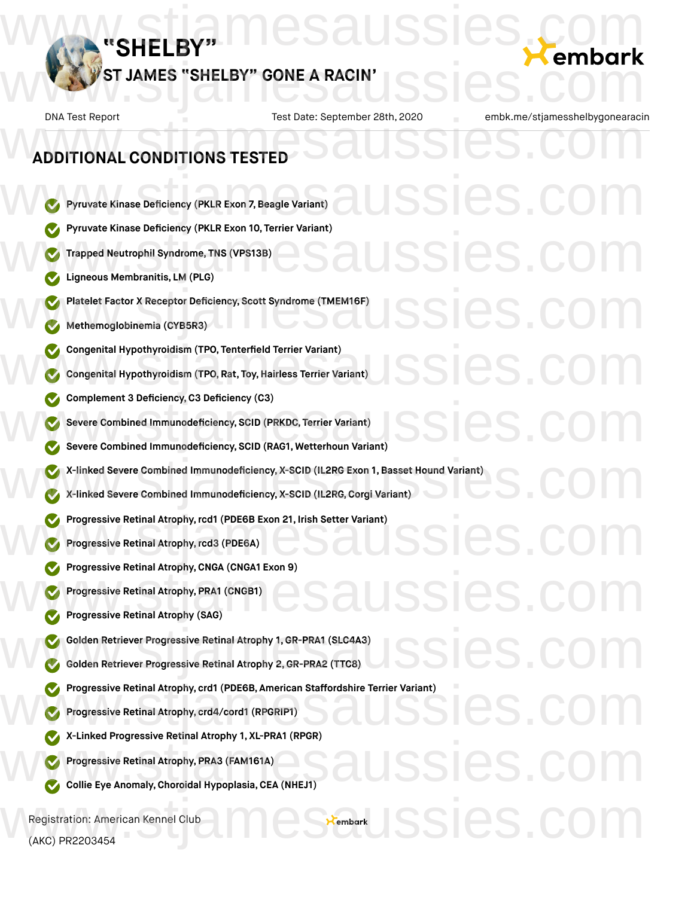# "SHELBY"

ST JAMES "SHELBY" GONE A RACIN'

DNA Test Report | Test Date: September 28th, 2020 | embk.me/stjamesshelbygonearacin

## ADDITIONAL CONDITIONS TESTED

- Pyruvate Kinase Deficiency (PKLR Exon 7, Beagle Variant)
- Pyruvate Kinase Deficiency (PKLR Exon 10, Terrier Variant)
- Trapped Neutrophil Syndrome, TNS (VPS13B)
- Ligneous Membranitis, LM (PLG)
- Platelet Factor X Receptor Deficiency, Scott Syndrome (TMEM16F)
- Methemoglobinemia (CYB5R3)
- Congenital Hypothyroidism (TPO, Tenterfield Terrier Variant)
- Congenital Hypothyroidism (TPO, Rat, Toy, Hairless Terrier Variant)
- Complement 3 Deficiency, C3 Deficiency (C3)
- Severe Combined Immunodeficiency, SCID (PRKDC, Terrier Variant)
- Severe Combined Immunodeficiency, SCID (RAG1, Wetterhoun Variant)
- X-linked Severe Combined Immunodeficiency, X-SCID (IL2RG Exon 1, Basset Hound Variant)
- X-linked Severe Combined Immunodeficiency, X-SCID (IL2RG, Corgi Variant)
- Progressive Retinal Atrophy, rcd1 (PDE6B Exon 21, Irish Setter Variant)
- Progressive Retinal Atrophy, rcd3 (PDE6A)
- Progressive Retinal Atrophy, CNGA (CNGA1 Exon 9)
- Progressive Retinal Atrophy, PRA1 (CNGB1)
- Progressive Retinal Atrophy (SAG)
- Golden Retriever Progressive Retinal Atrophy 1, GR-PRA1 (SLC4A3)
- Golden Retriever Progressive Retinal Atrophy 2, GR-PRA2 (TTC8)
- Progressive Retinal Atrophy, crd1 (PDE6B, American Staffordshire Terrier Variant)
- Progressive Retinal Atrophy, crd4/cord1 (RPGRIP1)
- X-Linked Progressive Retinal Atrophy 1, XL-PRA1 (RPGR)
- Progressive Retinal Atrophy, PRA3 (FAM161A)
- Collie Eye Anomaly, Choroidal Hypoplasia, CEA (NHEJ1)

Registration: American Kennel Club (AKC) PR2203454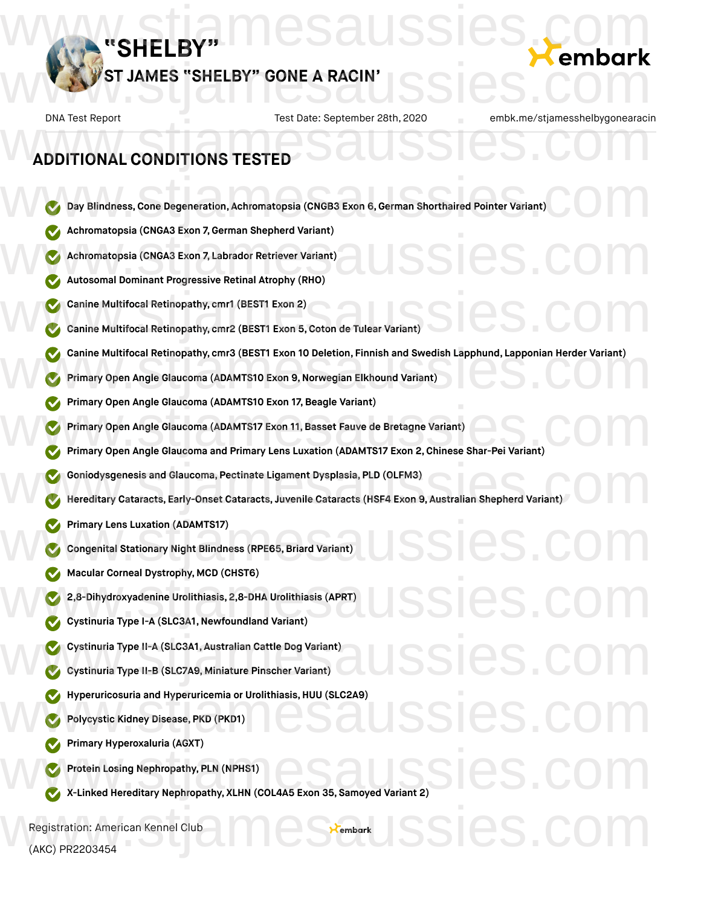# "SHELBY"

## ST JAMES "SHELBY" GONE A RACIN'

DNA Test Report | Test Date: September 28th, 2020 | embk.me/stjamesshelbygonearacin

## ADDITIONAL CONDITIONS TESTED

- Day Blindness, Cone Degeneration, Achromatopsia (CNGB3 Exon 6, German Shorthaired Pointer Variant)
- Achromatopsia (CNGA3 Exon 7, German Shepherd Variant)
- Achromatopsia (CNGA3 Exon 7, Labrador Retriever Variant)
- Autosomal Dominant Progressive Retinal Atrophy (RHO)
- Canine Multifocal Retinopathy, cmr1 (BEST1 Exon 2)
- Canine Multifocal Retinopathy, cmr2 (BEST1 Exon 5, Coton de Tulear Variant)
- Canine Multifocal Retinopathy, cmr3 (BEST1 Exon 10 Deletion, Finnish and Swedish Lapphund, Lapponian Herder Variant)
- Primary Open Angle Glaucoma (ADAMTS10 Exon 9, Norwegian Elkhound Variant)
- Primary Open Angle Glaucoma (ADAMTS10 Exon 17, Beagle Variant)
- Primary Open Angle Glaucoma (ADAMTS17 Exon 11, Basset Fauve de Bretagne Variant)
- Primary Open Angle Glaucoma and Primary Lens Luxation (ADAMTS17 Exon 2, Chinese Shar-Pei Variant)
- Goniodysgenesis and Glaucoma, Pectinate Ligament Dysplasia, PLD (OLFM3)
- Hereditary Cataracts, Early-Onset Cataracts, Juvenile Cataracts (HSF4 Exon 9, Australian Shepherd Variant)
- Primary Lens Luxation (ADAMTS17)
- Congenital Stationary Night Blindness (RPE65, Briard Variant)
- Macular Corneal Dystrophy, MCD (CHST6)
- 2,8-Dihydroxyadenine Urolithiasis, 2,8-DHA Urolithiasis (APRT)
- Cystinuria Type I-A (SLC3A1, Newfoundland Variant)
- Cystinuria Type II-A (SLC3A1, Australian Cattle Dog Variant)
- Cystinuria Type II-B (SLC7A9, Miniature Pinscher Variant)
- Hyperuricosuria and Hyperuricemia or Urolithiasis, HUU (SLC2A9)
- Polycystic Kidney Disease, PKD (PKD1)
- Primary Hyperoxaluria (AGXT)
- Protein Losing Nephropathy, PLN (NPHS1)
- X-Linked Hereditary Nephropathy, XLHN (COL4A5 Exon 35, Samoyed Variant 2)

Registration: American Kennel Club (AKC) PR2203454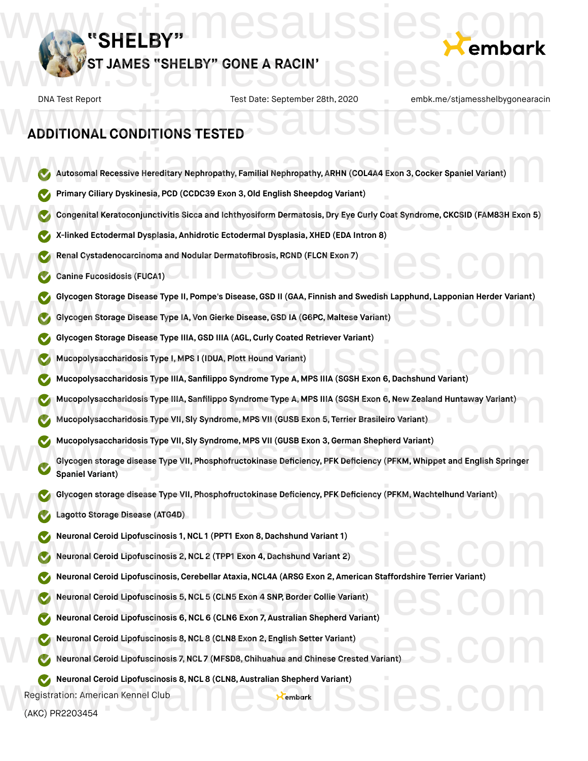# "SHELBY"

## ST JAMES "SHELBY" GONE A RACIN'

DNA Test Report | Test Date: September 28th, 2020 | embk.me/stjamesshelbygonearacin

## ADDITIONAL CONDITIONS TESTED

- Autosomal Recessive Hereditary Nephropathy, Familial Nephropathy, ARHN (COL4A4 Exon 3, Cocker Spaniel Variant)
- Primary Ciliary Dyskinesia, PCD (CCDC39 Exon 3, Old English Sheepdog Variant)
- Congenital Keratoconjunctivitis Sicca and Ichthyosiform Dermatosis, Dry Eye Curly Coat Syndrome, CKCSID (FAM83H Exon 5)
- X-linked Ectodermal Dysplasia, Anhidrotic Ectodermal Dysplasia, XHED (EDA Intron 8)
- Renal Cystadenocarcinoma and Nodular Dermatofibrosis, RCND (FLCN Exon 7)
- Canine Fucosidosis (FUCA1)
- Glycogen Storage Disease Type II, Pompe's Disease, GSD II (GAA, Finnish and Swedish Lapphund, Lapponian Herder Variant)
- Glycogen Storage Disease Type IA, Von Gierke Disease, GSD IA (G6PC, Maltese Variant)
- Glycogen Storage Disease Type IIIA, GSD IIIA (AGL, Curly Coated Retriever Variant)
- Mucopolysaccharidosis Type I, MPS I (IDUA, Plott Hound Variant)
- Mucopolysaccharidosis Type IIIA, Sanfilippo Syndrome Type A, MPS IIIA (SGSH Exon 6, Dachshund Variant)
- Mucopolysaccharidosis Type IIIA, Sanfilippo Syndrome Type A, MPS IIIA (SGSH Exon 6, New Zealand Huntaway Variant)
- Mucopolysaccharidosis Type VII, Sly Syndrome, MPS VII (GUSB Exon 5, Terrier Brasileiro Variant)
- Mucopolysaccharidosis Type VII, Sly Syndrome, MPS VII (GUSB Exon 3, German Shepherd Variant)
- Glycogen storage disease Type VII, Phosphofructokinase Deficiency, PFK Deficiency (PFKM, Whippet and English Springer Spaniel Variant)
- Glycogen storage disease Type VII, Phosphofructokinase Deficiency, PFK Deficiency (PFKM, Wachtelhund Variant)
- Lagotto Storage Disease (ATG4D)
- Neuronal Ceroid Lipofuscinosis 1, NCL 1 (PPT1 Exon 8, Dachshund Variant 1)
- Neuronal Ceroid Lipofuscinosis 2, NCL 2 (TPP1 Exon 4, Dachshund Variant 2)
- Neuronal Ceroid Lipofuscinosis, Cerebellar Ataxia, NCL4A (ARSG Exon 2, American Staffordshire Terrier Variant)
- Neuronal Ceroid Lipofuscinosis 5, NCL 5 (CLN5 Exon 4 SNP, Border Collie Variant)
- Neuronal Ceroid Lipofuscinosis 6, NCL 6 (CLN6 Exon 7, Australian Shepherd Variant)
- Neuronal Ceroid Lipofuscinosis 8, NCL 8 (CLN8 Exon 2, English Setter Variant)
- Neuronal Ceroid Lipofuscinosis 7, NCL 7 (MFSD8, Chihuahua and Chinese Crested Variant)
- Neuronal Ceroid Lipofuscinosis 8, NCL 8 (CLN8, Australian Shepherd Variant)

Registration: American Kennel Club (AKC) PR2203454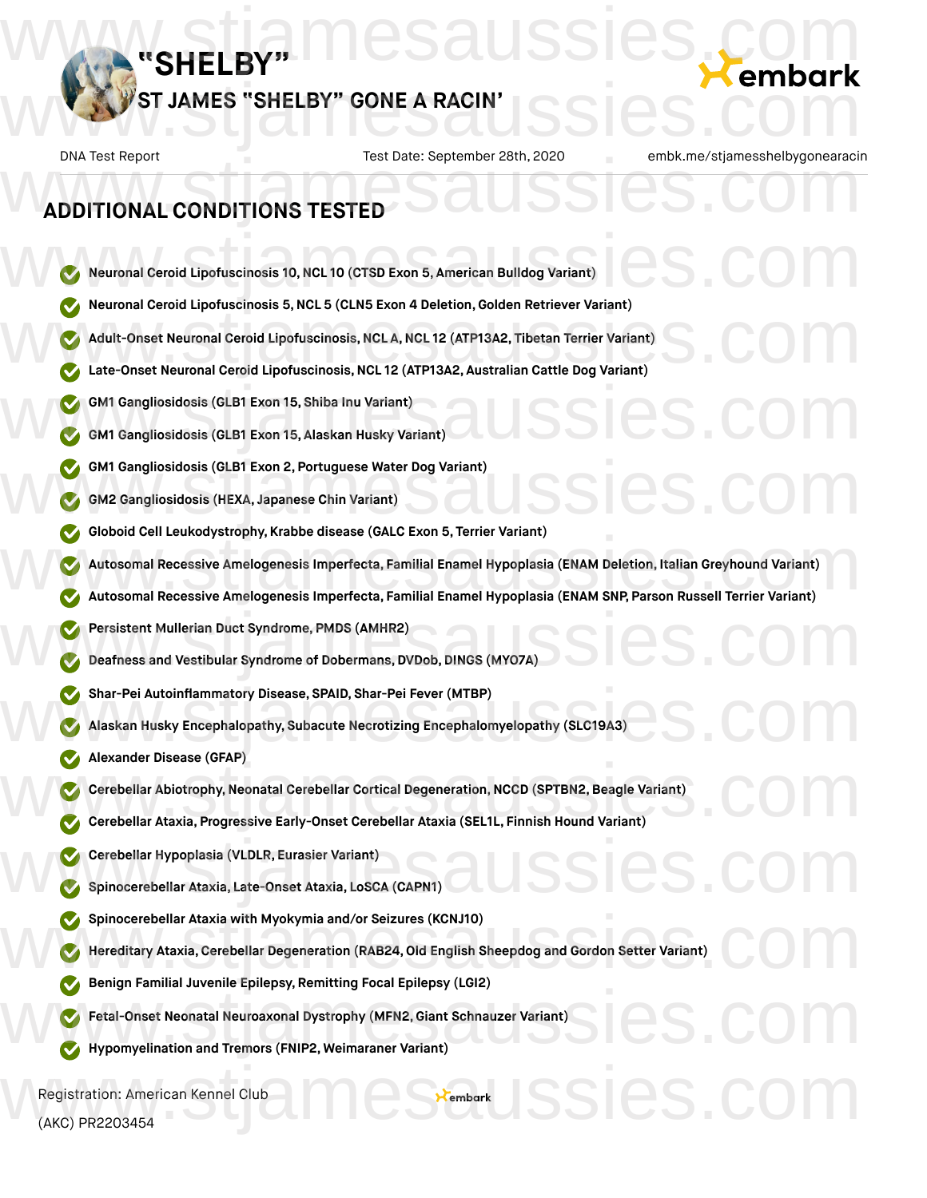# "SHELBY"

## ST JAMES "SHELBY" GONE A RACIN'

DNA Test Report | Test Date: September 28th, 2020 | embk.me/stjamesshelbygonearacin

## ADDITIONAL CONDITIONS TESTED

- Neuronal Ceroid Lipofuscinosis 10, NCL 10 (CTSD Exon 5, American Bulldog Variant)
- Neuronal Ceroid Lipofuscinosis 5, NCL 5 (CLN5 Exon 4 Deletion, Golden Retriever Variant)
- Adult-Onset Neuronal Ceroid Lipofuscinosis, NCL A, NCL 12 (ATP13A2, Tibetan Terrier Variant)
- Late-Onset Neuronal Ceroid Lipofuscinosis, NCL 12 (ATP13A2, Australian Cattle Dog Variant)
- GM1 Gangliosidosis (GLB1 Exon 15, Shiba Inu Variant)
- GM1 Gangliosidosis (GLB1 Exon 15, Alaskan Husky Variant)
- GM1 Gangliosidosis (GLB1 Exon 2, Portuguese Water Dog Variant)
- GM2 Gangliosidosis (HEXA, Japanese Chin Variant)
- Globoid Cell Leukodystrophy, Krabbe disease (GALC Exon 5, Terrier Variant)
- Autosomal Recessive Amelogenesis Imperfecta, Familial Enamel Hypoplasia (ENAM Deletion, Italian Greyhound Variant)
- Autosomal Recessive Amelogenesis Imperfecta, Familial Enamel Hypoplasia (ENAM SNP, Parson Russell Terrier Variant)
- Persistent Mullerian Duct Syndrome, PMDS (AMHR2)
- Deafness and Vestibular Syndrome of Dobermans, DVDob, DINGS (MYO7A)
- Shar-Pei Autoinflammatory Disease, SPAID, Shar-Pei Fever (MTBP)
- Alaskan Husky Encephalopathy, Subacute Necrotizing Encephalomyelopathy (SLC19A3)
- Alexander Disease (GFAP)
- Cerebellar Abiotrophy, Neonatal Cerebellar Cortical Degeneration, NCCD (SPTBN2, Beagle Variant)
- Cerebellar Ataxia, Progressive Early-Onset Cerebellar Ataxia (SEL1L, Finnish Hound Variant)
- Cerebellar Hypoplasia (VLDLR, Eurasier Variant)
- Spinocerebellar Ataxia, Late-Onset Ataxia, LoSCA (CAPN1)
- Spinocerebellar Ataxia with Myokymia and/or Seizures (KCNJ10)
- Hereditary Ataxia, Cerebellar Degeneration (RAB24, Old English Sheepdog and Gordon Setter Variant)
- Benign Familial Juvenile Epilepsy, Remitting Focal Epilepsy (LGI2)
- Fetal-Onset Neonatal Neuroaxonal Dystrophy (MFN2, Giant Schnauzer Variant)
- Hypomyelination and Tremors (FNIP2, Weimaraner Variant)

Registration: American Kennel Club (AKC) PR2203454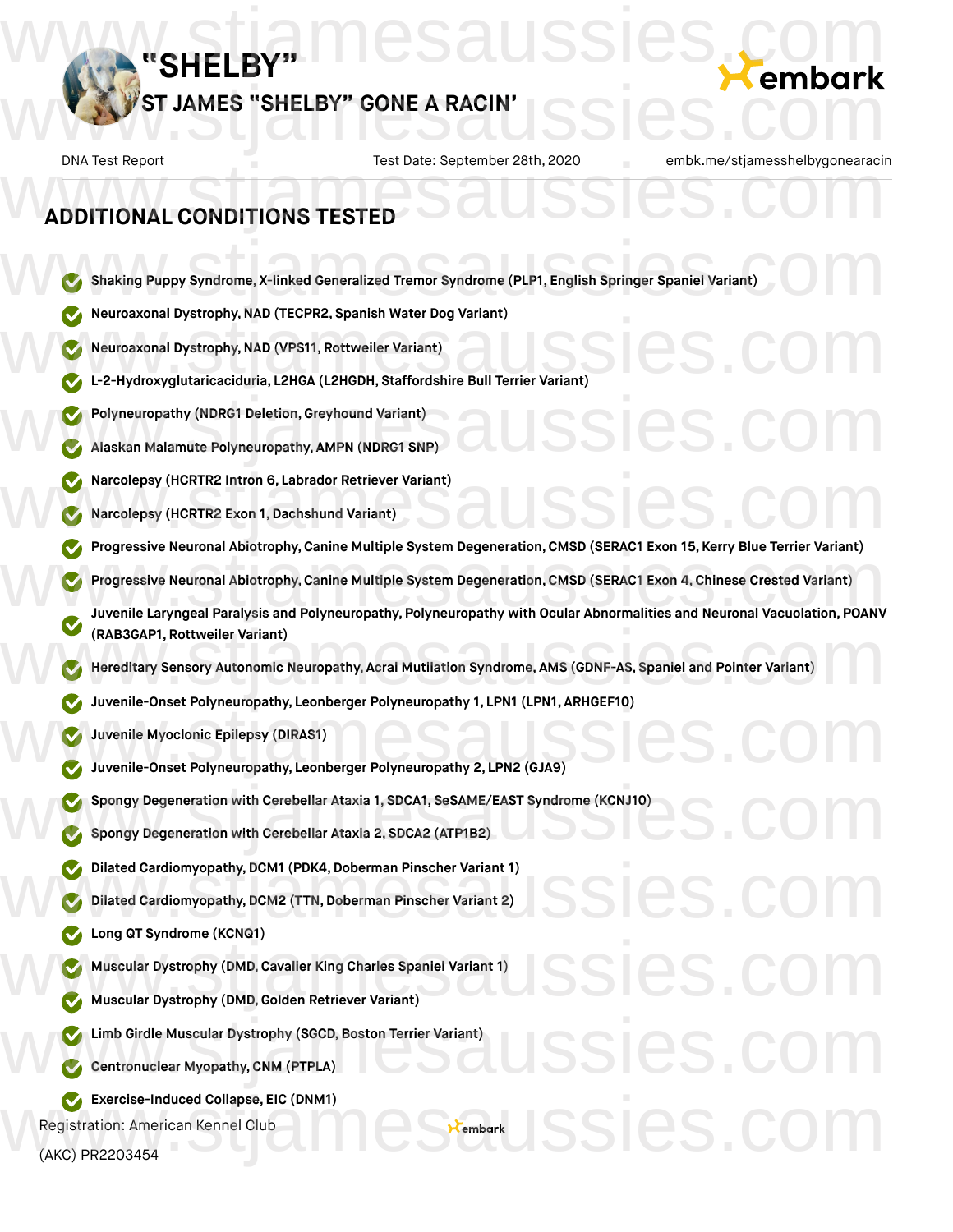## ADDITIONAL CONDITIONS TESTED

- Shaking Puppy Syndrome, X-linked Generalized Tremor Syndrome (PLP1, English Springer Spaniel Variant)
- Neuroaxonal Dystrophy, NAD (TECPR2, Spanish Water Dog Variant)
- Neuroaxonal Dystrophy, NAD (VPS11, Rottweiler Variant)
- L-2-Hydroxyglutaricaciduria, L2HGA (L2HGDH, Staffordshire Bull Terrier Variant)
- Polyneuropathy (NDRG1 Deletion, Greyhound Variant)
- Alaskan Malamute Polyneuropathy, AMPN (NDRG1 SNP)
- Narcolepsy (HCRTR2 Intron 6, Labrador Retriever Variant)
- Narcolepsy (HCRTR2 Exon 1, Dachshund Variant)
- Progressive Neuronal Abiotrophy, Canine Multiple System Degeneration, CMSD (SERAC1 Exon 15, Kerry Blue Terrier Variant)
- Progressive Neuronal Abiotrophy, Canine Multiple System Degeneration, CMSD (SERAC1 Exon 4, Chinese Crested Variant)
- Juvenile Laryngeal Paralysis and Polyneuropathy, Polyneuropathy with Ocular Abnormalities and Neuronal Vacuolation, POANV (RAB3GAP1, Rottweiler Variant)
- Hereditary Sensory Autonomic Neuropathy, Acral Mutilation Syndrome, AMS (GDNF-AS, Spaniel and Pointer Variant)
- Juvenile-Onset Polyneuropathy, Leonberger Polyneuropathy 1, LPN1 (LPN1, ARHGEF10)
- Juvenile Myoclonic Epilepsy (DIRAS1)
- Juvenile-Onset Polyneuropathy, Leonberger Polyneuropathy 2, LPN2 (GJA9)
- Spongy Degeneration with Cerebellar Ataxia 1, SDCA1, SeSAME/EAST Syndrome (KCNJ10)
- Spongy Degeneration with Cerebellar Ataxia 2, SDCA2 (ATP1B2)
- Dilated Cardiomyopathy, DCM1 (PDK4, Doberman Pinscher Variant 1)
- Dilated Cardiomyopathy, DCM2 (TTN, Doberman Pinscher Variant 2)
- Long QT Syndrome (KCNQ1)
- Muscular Dystrophy (DMD, Cavalier King Charles Spaniel Variant 1)
- Muscular Dystrophy (DMD, Golden Retriever Variant)
- Limb Girdle Muscular Dystrophy (SGCD, Boston Terrier Variant)
- Centronuclear Myopathy, CNM (PTPLA)
- Exercise-Induced Collapse, EIC (DNM1)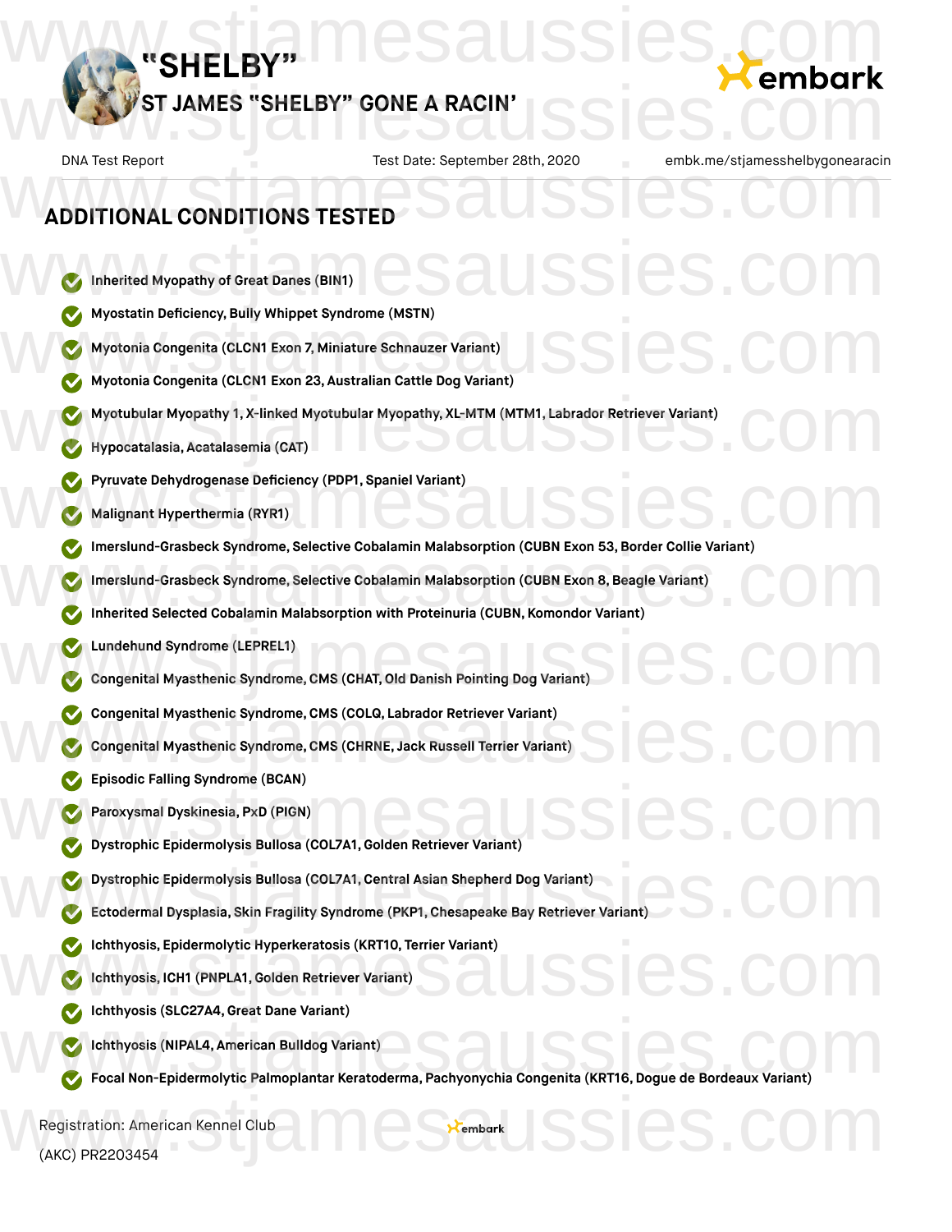# "SHELBY"

## ST JAMES "SHELBY" GONE A RACIN'

DNA Test Report | Test Date: September 28th, 2020 | embk.me/stjamesshelbygonearacin

## ADDITIONAL CONDITIONS TESTED

- Inherited Myopathy of Great Danes (BIN1)
- Myostatin Deficiency, Bully Whippet Syndrome (MSTN)
- Myotonia Congenita (CLCN1 Exon 7, Miniature Schnauzer Variant)
- Myotonia Congenita (CLCN1 Exon 23, Australian Cattle Dog Variant)
- Myotubular Myopathy 1, X-linked Myotubular Myopathy, XL-MTM (MTM1, Labrador Retriever Variant)
- Hypocatalasia, Acatalasemia (CAT)
- Pyruvate Dehydrogenase Deficiency (PDP1, Spaniel Variant)
- Malignant Hyperthermia (RYR1)
- Imerslund-Grasbeck Syndrome, Selective Cobalamin Malabsorption (CUBN Exon 53, Border Collie Variant)
- Imerslund-Grasbeck Syndrome, Selective Cobalamin Malabsorption (CUBN Exon 8, Beagle Variant)
- Inherited Selected Cobalamin Malabsorption with Proteinuria (CUBN, Komondor Variant)
- Lundehund Syndrome (LEPREL1)
- Congenital Myasthenic Syndrome, CMS (CHAT, Old Danish Pointing Dog Variant)
- Congenital Myasthenic Syndrome, CMS (COLQ, Labrador Retriever Variant)
- Congenital Myasthenic Syndrome, CMS (CHRNE, Jack Russell Terrier Variant)
- Episodic Falling Syndrome (BCAN)
- Paroxysmal Dyskinesia, PxD (PIGN)
- Dystrophic Epidermolysis Bullosa (COL7A1, Golden Retriever Variant)
- Dystrophic Epidermolysis Bullosa (COL7A1, Central Asian Shepherd Dog Variant)
- Ectodermal Dysplasia, Skin Fragility Syndrome (PKP1, Chesapeake Bay Retriever Variant)
- Ichthyosis, Epidermolytic Hyperkeratosis (KRT10, Terrier Variant)
- Ichthyosis, ICH1 (PNPLA1, Golden Retriever Variant)
- Ichthyosis (SLC27A4, Great Dane Variant)
- Ichthyosis (NIPAL4, American Bulldog Variant)
- Focal Non-Epidermolytic Palmoplantar Keratoderma, Pachyonychia Congenita (KRT16, Dogue de Bordeaux Variant)

Registration: American Kennel Club (AKC) PR2203454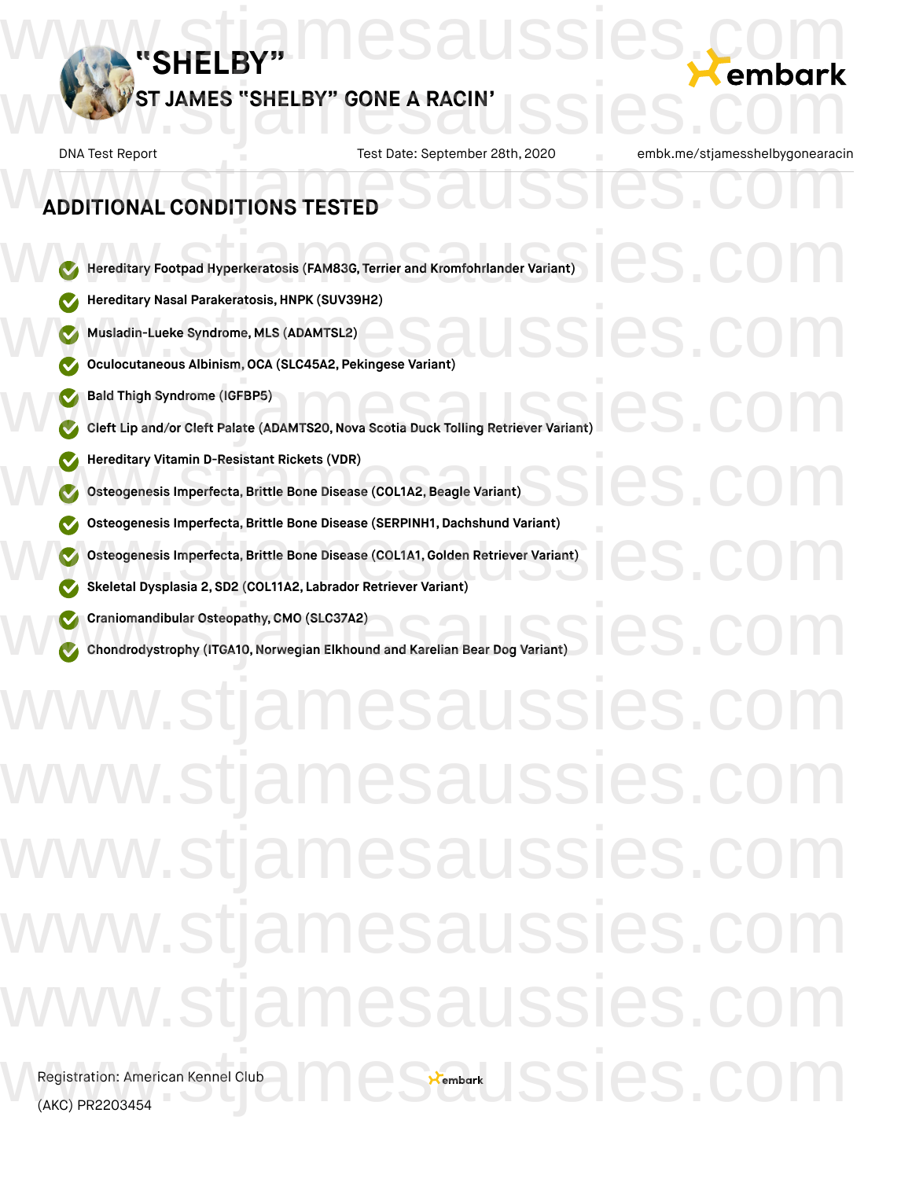# "SHELBY"

## ST JAMES "SHELBY" GONE A RACIN'

DNA Test Report | Test Date: September 28th, 2020 | embk.me/stjamesshelbygonearacin

## ADDITIONAL CONDITIONS TESTED

- **Hereditary Footpad Hyperkeratosis (FAM83G, Terrier and Kromfohrlander Variant)**
- **Hereditary Nasal Parakeratosis, HNPK (SUV39H2)**
- **Musladin-Lueke Syndrome, MLS (ADAMTSL2)**
- **Oculocutaneous Albinism, OCA (SLC45A2, Pekingese Variant)**
- **Bald Thigh Syndrome (IGFBP5)**
- **Cleft Lip and/or Cleft Palate (ADAMTS20, Nova Scotia Duck Tolling Retriever Variant)**
- **Hereditary Vitamin D-Resistant Rickets (VDR)**
- **Osteogenesis Imperfecta, Brittle Bone Disease (COL1A2, Beagle Variant)**
- **Osteogenesis Imperfecta, Brittle Bone Disease (SERPINH1, Dachshund Variant)**
- **Osteogenesis Imperfecta, Brittle Bone Disease (COL1A1, Golden Retriever Variant)**
- **Skeletal Dysplasia 2, SD2 (COL11A2, Labrador Retriever Variant)**
- **Craniomandibular Osteopathy, CMO (SLC37A2)**
- **Chondrodystrophy (ITGA10, Norwegian Elkhound and Karelian Bear Dog Variant)**

Registration: American Kennel Club (AKC) PR2203454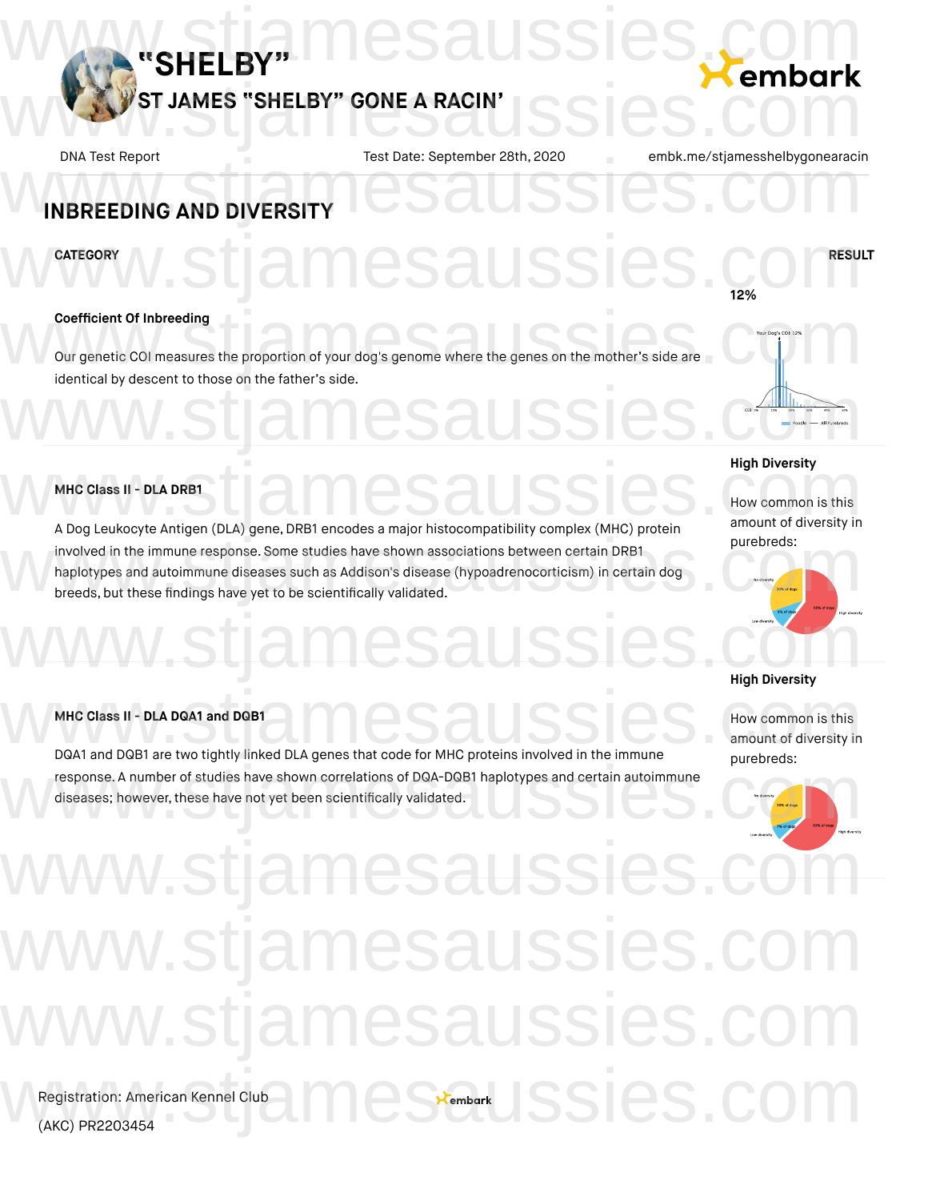# "SHELBY"

## ST JAMES "SHELBY" GONE A RACIN'

embark

DNA Test Report | Test Date: September 28th, 2020 | embk.me/stjamesshelbygonearacin

## INBREEDING AND DIVERSITY

| CATEGORY | RESULT |
|---|---|
| **Coefficient Of Inbreeding**<br>Our genetic COI measures the proportion of your dog's genome where the genes on the mother's side are identical by descent to those on the father's side. | **12%** |
| **MHC Class II - DLA DRB1**<br>A Dog Leukocyte Antigen (DLA) gene, DRB1 encodes a major histocompatibility complex (MHC) protein involved in the immune response. Some studies have shown associations between certain DRB1 haplotypes and autoimmune diseases such as Addison's disease (hypoadrenocorticism) in certain dog breeds, but these findings have yet to be scientifically validated. | **High Diversity**<br>How common is this amount of diversity in purebreds: |
| **MHC Class II - DLA DQA1 and DQB1**<br>DQA1 and DQB1 are two tightly linked DLA genes that code for MHC proteins involved in the immune response. A number of studies have shown correlations of DQA-DQB1 haplotypes and certain autoimmune diseases; however, these have not yet been scientifically validated. | **High Diversity**<br>How common is this amount of diversity in purebreds: |

Your Dog's COI: 12%

COI: 0%

Poodle — All Purebreds

No diversity

30% of dogs

5% of dogs

63% of dogs

High diversity

Low diversity

No diversity

30% of dogs

7% of dogs

63% of dogs

High diversity

Low diversity

Registration: American Kennel Club (AKC) PR2203454